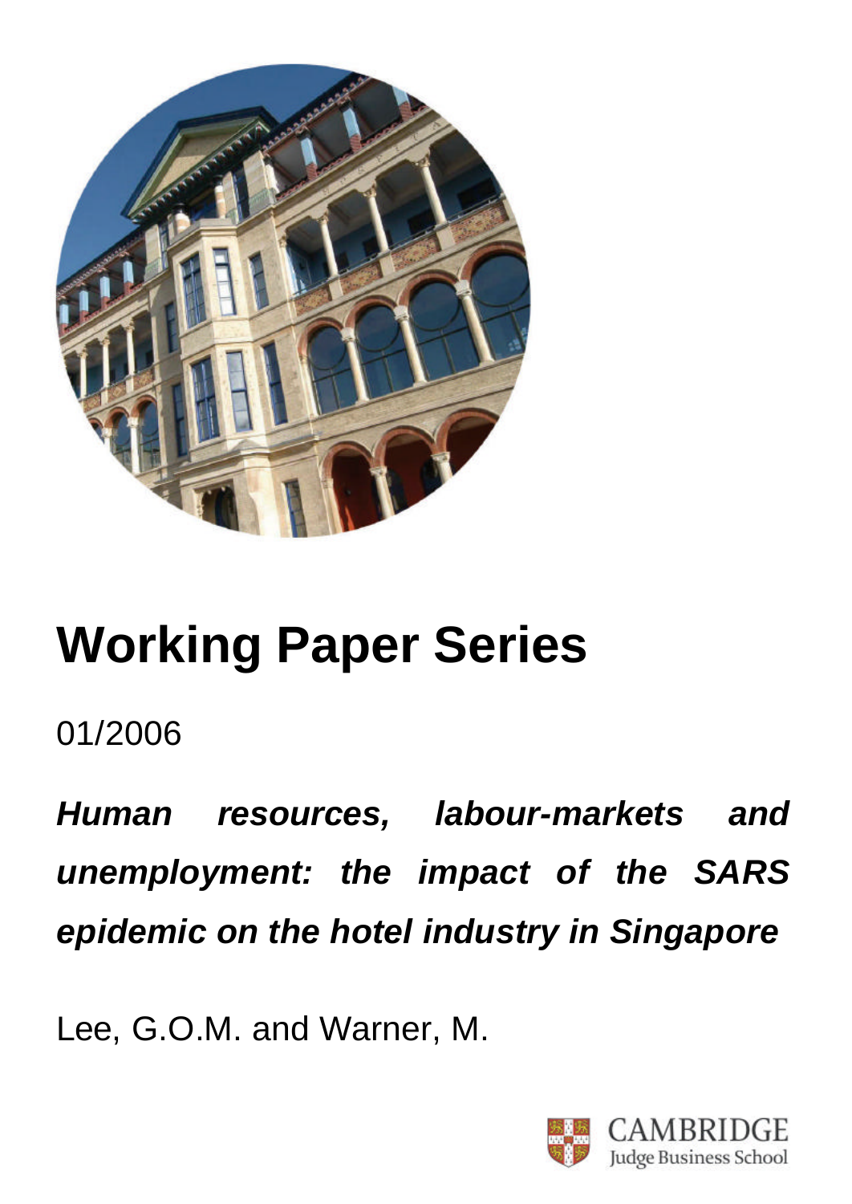# Working Paper Series

01/2006

***Human resources, labour-markets and unemployment: the impact of the SARS epidemic on the hotel industry in Singapore***

Lee, G.O.M. and Warner, M.

CAMBRIDGE
Judge Business School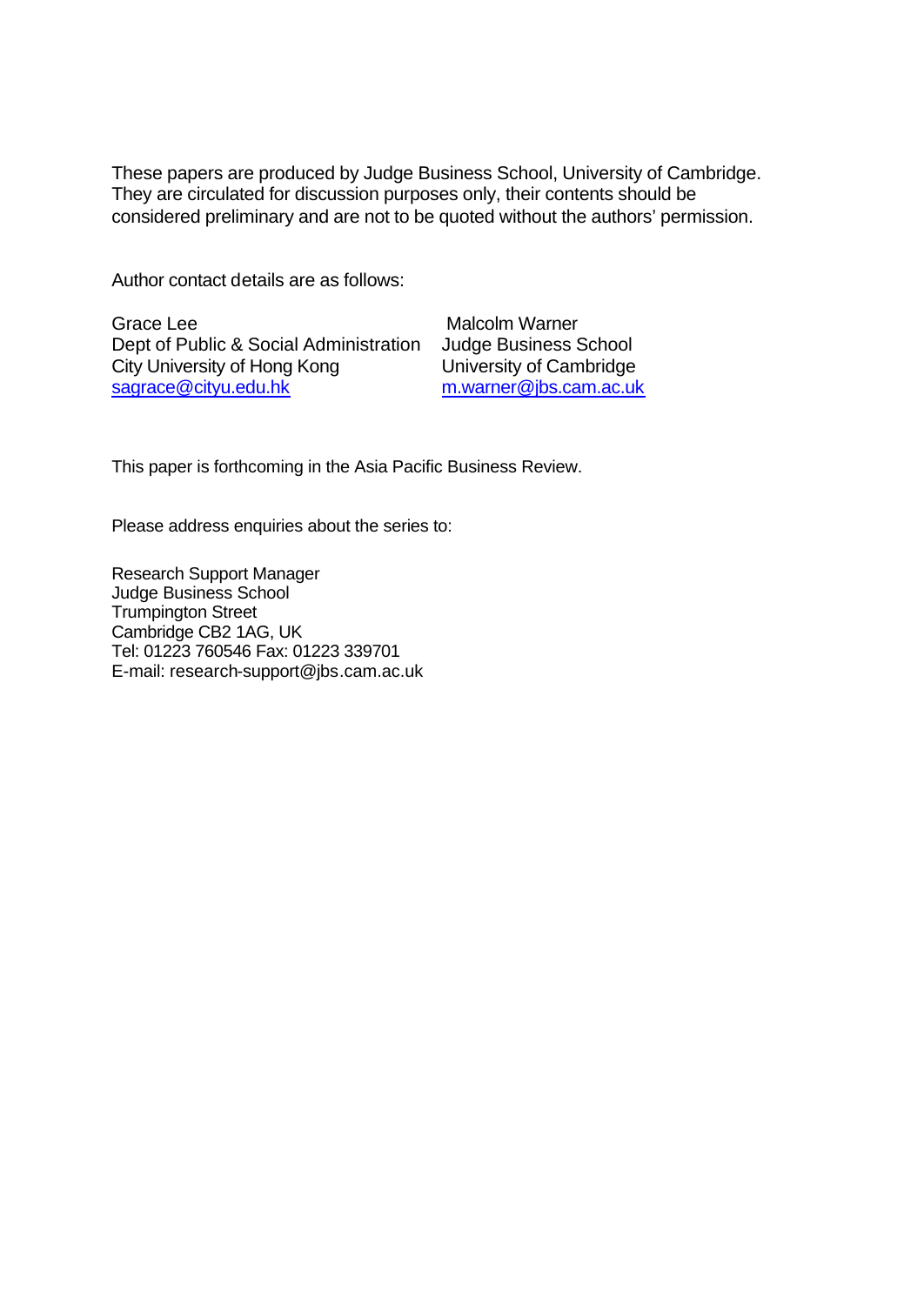These papers are produced by Judge Business School, University of Cambridge. They are circulated for discussion purposes only, their contents should be considered preliminary and are not to be quoted without the authors' permission.

Author contact details are as follows:

Grace Lee
Dept of Public & Social Administration
City University of Hong Kong
sagrace@cityu.edu.hk

Malcolm Warner
Judge Business School
University of Cambridge
m.warner@jbs.cam.ac.uk

This paper is forthcoming in the Asia Pacific Business Review.

Please address enquiries about the series to:

Research Support Manager
Judge Business School
Trumpington Street
Cambridge CB2 1AG, UK
Tel: 01223 760546 Fax: 01223 339701
E-mail: research-support@jbs.cam.ac.uk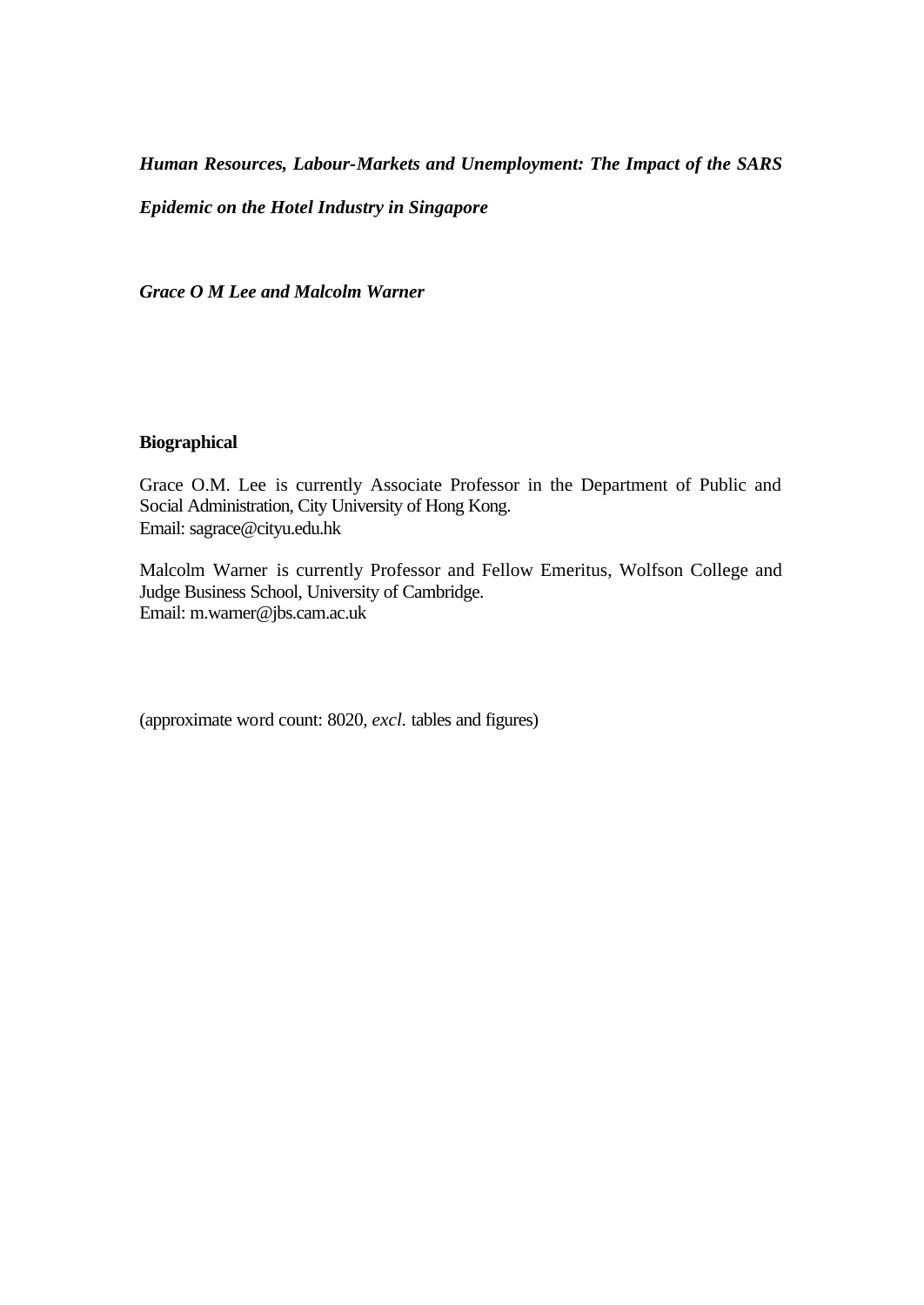***Human Resources, Labour-Markets and Unemployment: The Impact of the SARS Epidemic on the Hotel Industry in Singapore***

***Grace O M Lee and Malcolm Warner***

**Biographical**

Grace O.M. Lee is currently Associate Professor in the Department of Public and Social Administration, City University of Hong Kong.
Email: sagrace@cityu.edu.hk

Malcolm Warner is currently Professor and Fellow Emeritus, Wolfson College and Judge Business School, University of Cambridge.
Email: m.warner@jbs.cam.ac.uk

(approximate word count: 8020, *excl.* tables and figures)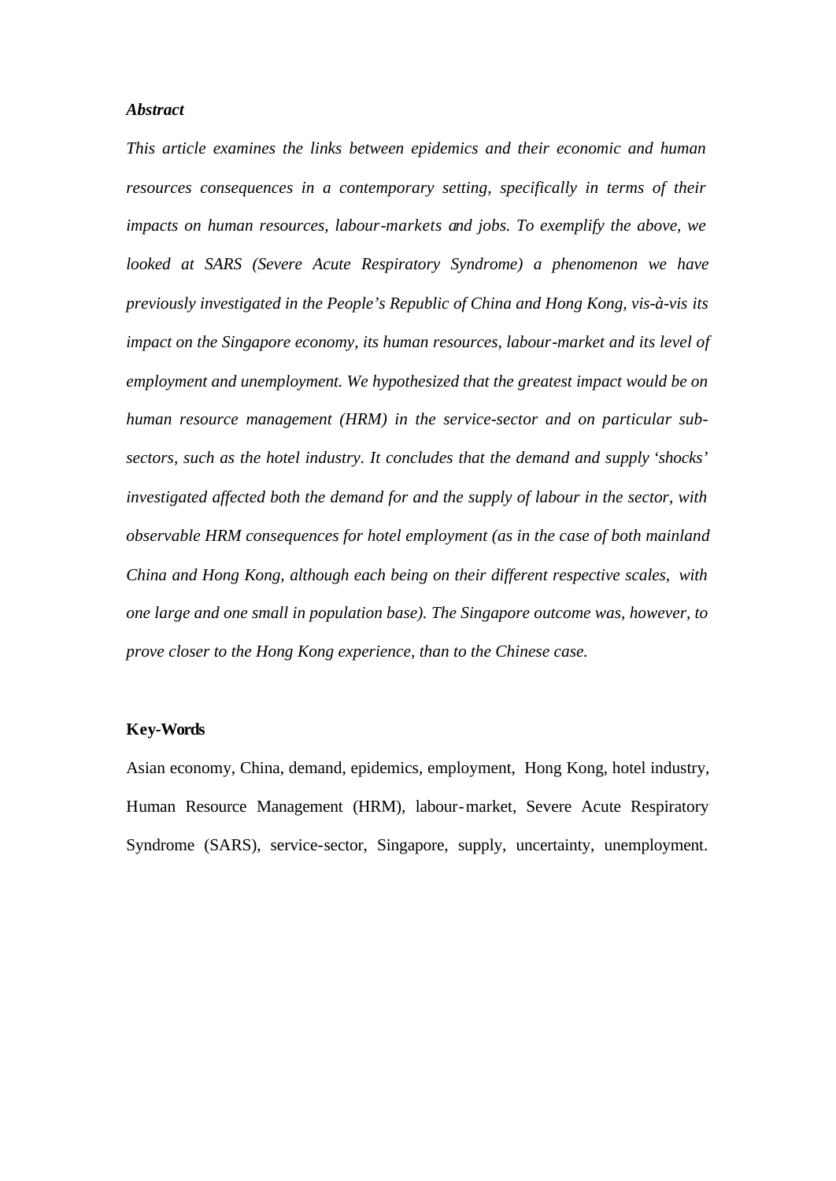***Abstract***

*This article examines the links between epidemics and their economic and human resources consequences in a contemporary setting, specifically in terms of their impacts on human resources, labour-markets and jobs. To exemplify the above, we looked at SARS (Severe Acute Respiratory Syndrome) a phenomenon we have previously investigated in the People's Republic of China and Hong Kong, vis-à-vis its impact on the Singapore economy, its human resources, labour-market and its level of employment and unemployment. We hypothesized that the greatest impact would be on human resource management (HRM) in the service-sector and on particular sub-sectors, such as the hotel industry. It concludes that the demand and supply 'shocks' investigated affected both the demand for and the supply of labour in the sector, with observable HRM consequences for hotel employment (as in the case of both mainland China and Hong Kong, although each being on their different respective scales, with one large and one small in population base). The Singapore outcome was, however, to prove closer to the Hong Kong experience, than to the Chinese case.*

**Key-Words**

Asian economy, China, demand, epidemics, employment, Hong Kong, hotel industry, Human Resource Management (HRM), labour-market, Severe Acute Respiratory Syndrome (SARS), service-sector, Singapore, supply, uncertainty, unemployment.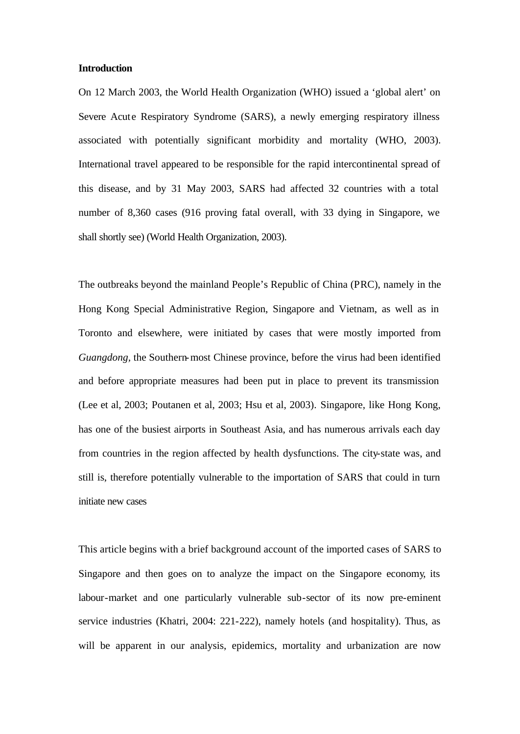**Introduction**

On 12 March 2003, the World Health Organization (WHO) issued a 'global alert' on Severe Acute Respiratory Syndrome (SARS), a newly emerging respiratory illness associated with potentially significant morbidity and mortality (WHO, 2003). International travel appeared to be responsible for the rapid intercontinental spread of this disease, and by 31 May 2003, SARS had affected 32 countries with a total number of 8,360 cases (916 proving fatal overall, with 33 dying in Singapore, we shall shortly see) (World Health Organization, 2003).

The outbreaks beyond the mainland People's Republic of China (PRC), namely in the Hong Kong Special Administrative Region, Singapore and Vietnam, as well as in Toronto and elsewhere, were initiated by cases that were mostly imported from *Guangdong*, the Southern-most Chinese province, before the virus had been identified and before appropriate measures had been put in place to prevent its transmission (Lee et al, 2003; Poutanen et al, 2003; Hsu et al, 2003). Singapore, like Hong Kong, has one of the busiest airports in Southeast Asia, and has numerous arrivals each day from countries in the region affected by health dysfunctions. The city-state was, and still is, therefore potentially vulnerable to the importation of SARS that could in turn initiate new cases

This article begins with a brief background account of the imported cases of SARS to Singapore and then goes on to analyze the impact on the Singapore economy, its labour-market and one particularly vulnerable sub-sector of its now pre-eminent service industries (Khatri, 2004: 221-222), namely hotels (and hospitality). Thus, as will be apparent in our analysis, epidemics, mortality and urbanization are now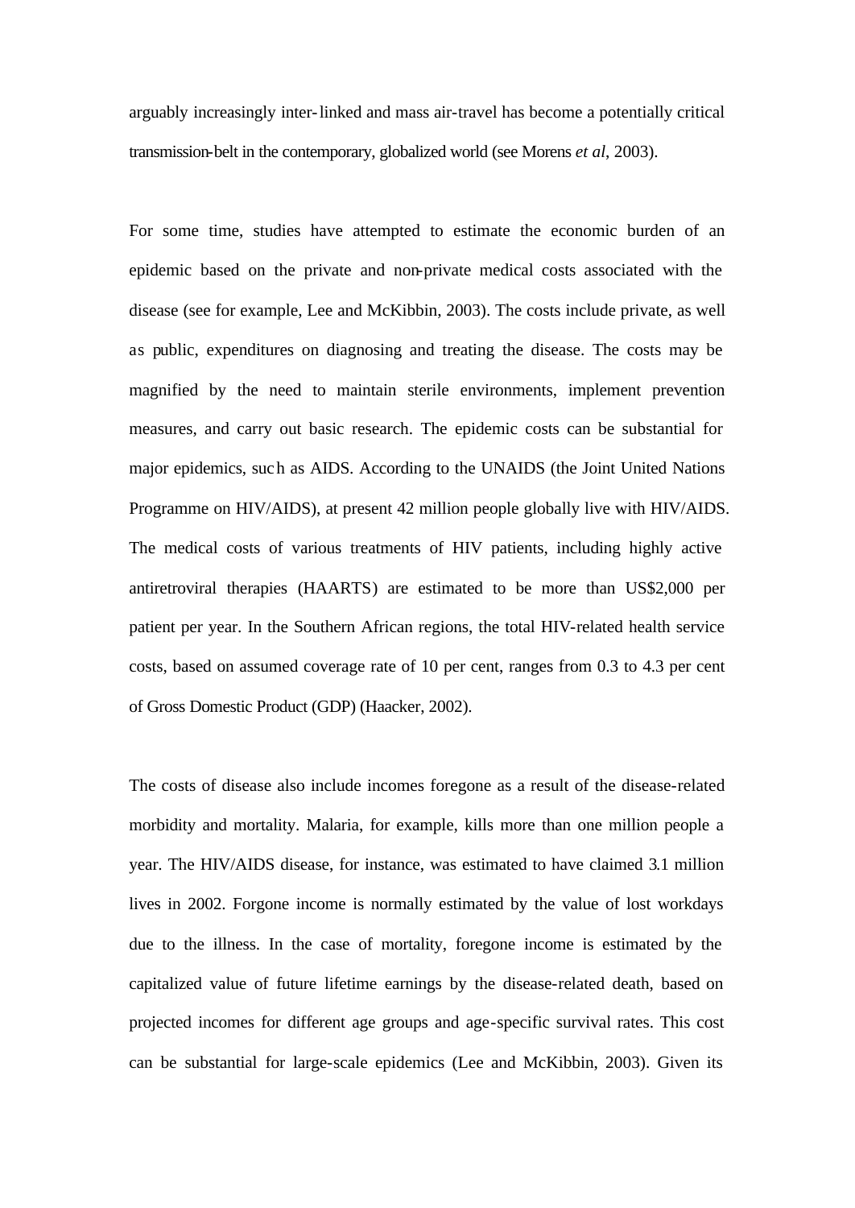arguably increasingly inter-linked and mass air-travel has become a potentially critical transmission-belt in the contemporary, globalized world (see Morens *et al*, 2003).

For some time, studies have attempted to estimate the economic burden of an epidemic based on the private and non-private medical costs associated with the disease (see for example, Lee and McKibbin, 2003). The costs include private, as well as public, expenditures on diagnosing and treating the disease. The costs may be magnified by the need to maintain sterile environments, implement prevention measures, and carry out basic research. The epidemic costs can be substantial for major epidemics, such as AIDS. According to the UNAIDS (the Joint United Nations Programme on HIV/AIDS), at present 42 million people globally live with HIV/AIDS. The medical costs of various treatments of HIV patients, including highly active antiretroviral therapies (HAARTS) are estimated to be more than US$2,000 per patient per year. In the Southern African regions, the total HIV-related health service costs, based on assumed coverage rate of 10 per cent, ranges from 0.3 to 4.3 per cent of Gross Domestic Product (GDP) (Haacker, 2002).

The costs of disease also include incomes foregone as a result of the disease-related morbidity and mortality. Malaria, for example, kills more than one million people a year. The HIV/AIDS disease, for instance, was estimated to have claimed 3.1 million lives in 2002. Forgone income is normally estimated by the value of lost workdays due to the illness. In the case of mortality, foregone income is estimated by the capitalized value of future lifetime earnings by the disease-related death, based on projected incomes for different age groups and age-specific survival rates. This cost can be substantial for large-scale epidemics (Lee and McKibbin, 2003). Given its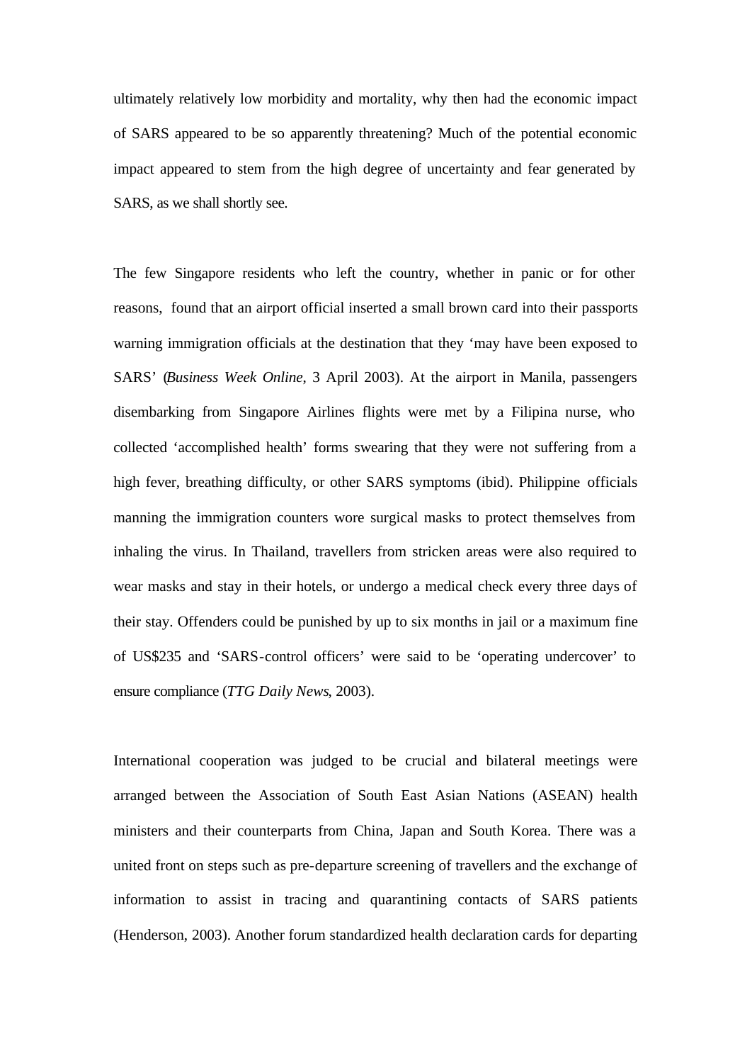ultimately relatively low morbidity and mortality, why then had the economic impact of SARS appeared to be so apparently threatening? Much of the potential economic impact appeared to stem from the high degree of uncertainty and fear generated by SARS, as we shall shortly see.

The few Singapore residents who left the country, whether in panic or for other reasons, found that an airport official inserted a small brown card into their passports warning immigration officials at the destination that they 'may have been exposed to SARS' (*Business Week Online*, 3 April 2003). At the airport in Manila, passengers disembarking from Singapore Airlines flights were met by a Filipina nurse, who collected 'accomplished health' forms swearing that they were not suffering from a high fever, breathing difficulty, or other SARS symptoms (ibid). Philippine officials manning the immigration counters wore surgical masks to protect themselves from inhaling the virus. In Thailand, travellers from stricken areas were also required to wear masks and stay in their hotels, or undergo a medical check every three days of their stay. Offenders could be punished by up to six months in jail or a maximum fine of US$235 and 'SARS-control officers' were said to be 'operating undercover' to ensure compliance (*TTG Daily News*, 2003).

International cooperation was judged to be crucial and bilateral meetings were arranged between the Association of South East Asian Nations (ASEAN) health ministers and their counterparts from China, Japan and South Korea. There was a united front on steps such as pre-departure screening of travellers and the exchange of information to assist in tracing and quarantining contacts of SARS patients (Henderson, 2003). Another forum standardized health declaration cards for departing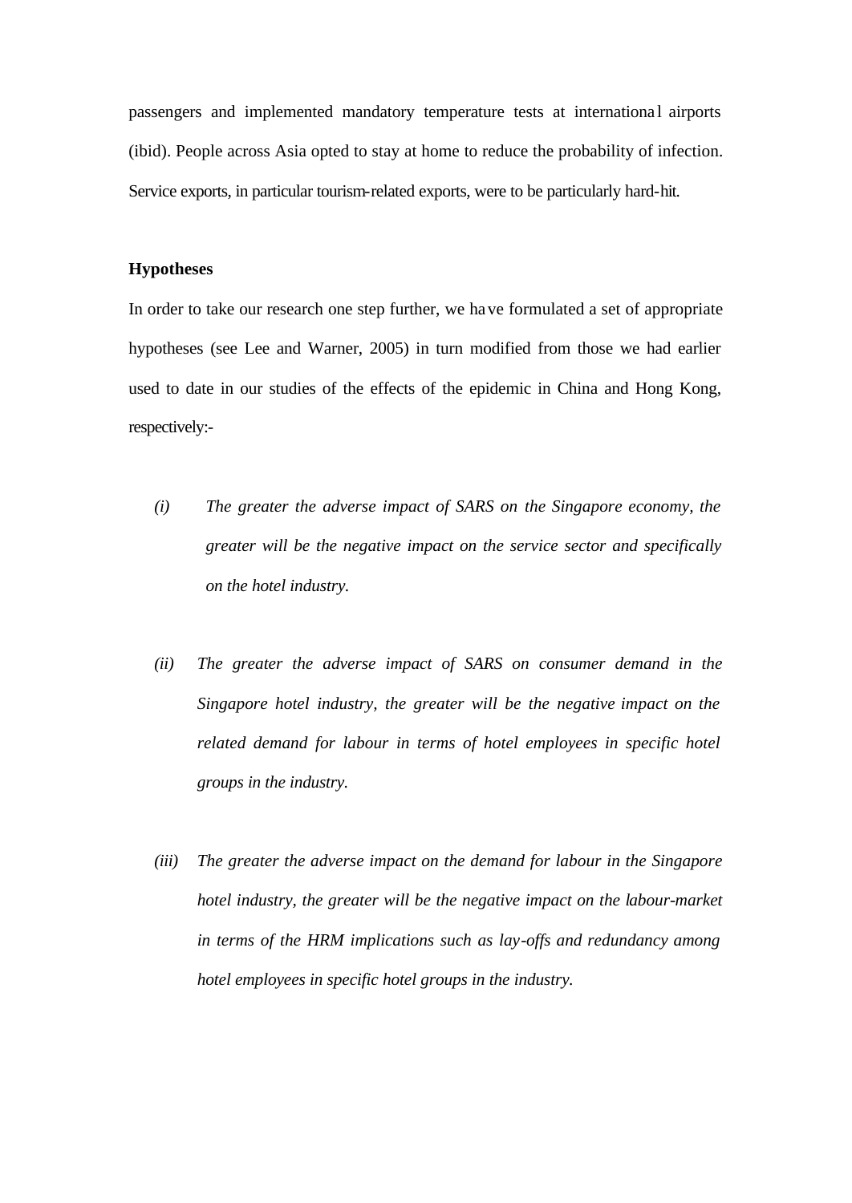passengers and implemented mandatory temperature tests at international airports (ibid). People across Asia opted to stay at home to reduce the probability of infection. Service exports, in particular tourism-related exports, were to be particularly hard-hit.

**Hypotheses**

In order to take our research one step further, we have formulated a set of appropriate hypotheses (see Lee and Warner, 2005) in turn modified from those we had earlier used to date in our studies of the effects of the epidemic in China and Hong Kong, respectively:-

*(i)* *The greater the adverse impact of SARS on the Singapore economy, the greater will be the negative impact on the service sector and specifically on the hotel industry.*

*(ii)* *The greater the adverse impact of SARS on consumer demand in the Singapore hotel industry, the greater will be the negative impact on the related demand for labour in terms of hotel employees in specific hotel groups in the industry.*

*(iii)* *The greater the adverse impact on the demand for labour in the Singapore hotel industry, the greater will be the negative impact on the labour-market in terms of the HRM implications such as lay-offs and redundancy among hotel employees in specific hotel groups in the industry.*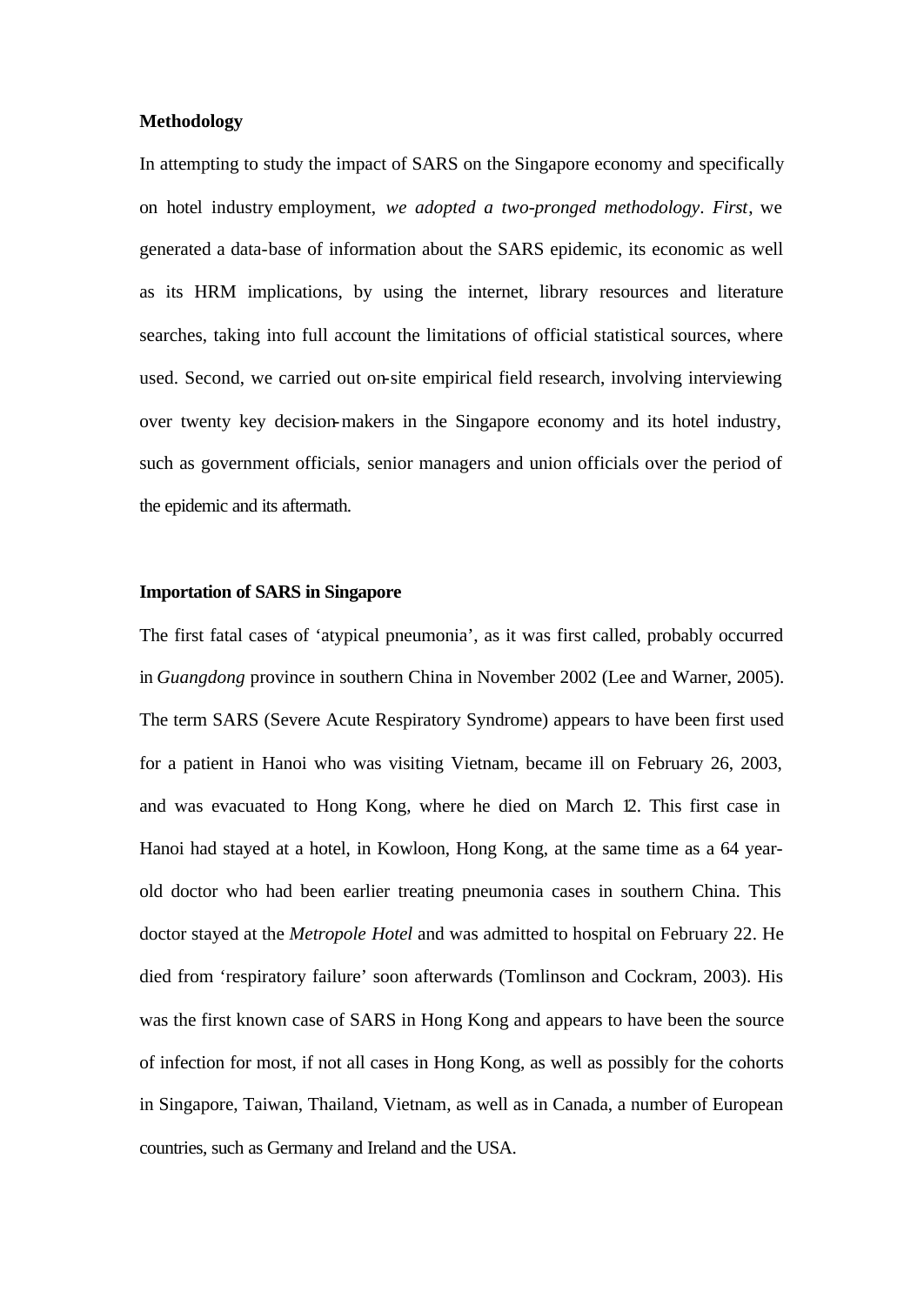**Methodology**

In attempting to study the impact of SARS on the Singapore economy and specifically on hotel industry employment, *we adopted a two-pronged methodology*. *First*, we generated a data-base of information about the SARS epidemic, its economic as well as its HRM implications, by using the internet, library resources and literature searches, taking into full account the limitations of official statistical sources, where used. Second, we carried out on-site empirical field research, involving interviewing over twenty key decision-makers in the Singapore economy and its hotel industry, such as government officials, senior managers and union officials over the period of the epidemic and its aftermath.

**Importation of SARS in Singapore**

The first fatal cases of 'atypical pneumonia', as it was first called, probably occurred in *Guangdong* province in southern China in November 2002 (Lee and Warner, 2005). The term SARS (Severe Acute Respiratory Syndrome) appears to have been first used for a patient in Hanoi who was visiting Vietnam, became ill on February 26, 2003, and was evacuated to Hong Kong, where he died on March 12. This first case in Hanoi had stayed at a hotel, in Kowloon, Hong Kong, at the same time as a 64 year-old doctor who had been earlier treating pneumonia cases in southern China. This doctor stayed at the *Metropole Hotel* and was admitted to hospital on February 22. He died from 'respiratory failure' soon afterwards (Tomlinson and Cockram, 2003). His was the first known case of SARS in Hong Kong and appears to have been the source of infection for most, if not all cases in Hong Kong, as well as possibly for the cohorts in Singapore, Taiwan, Thailand, Vietnam, as well as in Canada, a number of European countries, such as Germany and Ireland and the USA.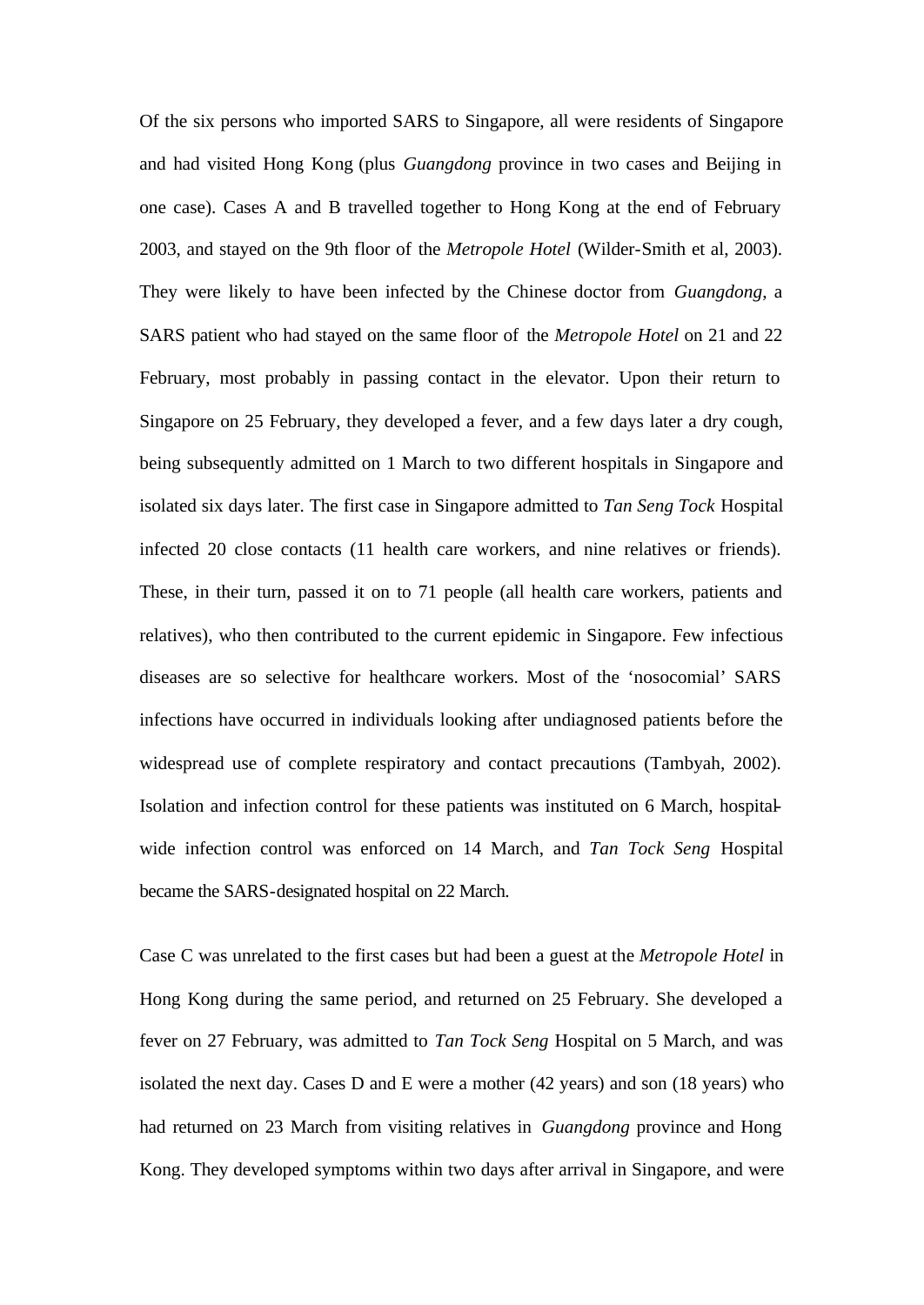Of the six persons who imported SARS to Singapore, all were residents of Singapore and had visited Hong Kong (plus *Guangdong* province in two cases and Beijing in one case). Cases A and B travelled together to Hong Kong at the end of February 2003, and stayed on the 9th floor of the *Metropole Hotel* (Wilder-Smith et al, 2003). They were likely to have been infected by the Chinese doctor from *Guangdong*, a SARS patient who had stayed on the same floor of the *Metropole Hotel* on 21 and 22 February, most probably in passing contact in the elevator. Upon their return to Singapore on 25 February, they developed a fever, and a few days later a dry cough, being subsequently admitted on 1 March to two different hospitals in Singapore and isolated six days later. The first case in Singapore admitted to *Tan Seng Tock* Hospital infected 20 close contacts (11 health care workers, and nine relatives or friends). These, in their turn, passed it on to 71 people (all health care workers, patients and relatives), who then contributed to the current epidemic in Singapore. Few infectious diseases are so selective for healthcare workers. Most of the 'nosocomial' SARS infections have occurred in individuals looking after undiagnosed patients before the widespread use of complete respiratory and contact precautions (Tambyah, 2002). Isolation and infection control for these patients was instituted on 6 March, hospital-wide infection control was enforced on 14 March, and *Tan Tock Seng* Hospital became the SARS-designated hospital on 22 March.

Case C was unrelated to the first cases but had been a guest at the *Metropole Hotel* in Hong Kong during the same period, and returned on 25 February. She developed a fever on 27 February, was admitted to *Tan Tock Seng* Hospital on 5 March, and was isolated the next day. Cases D and E were a mother (42 years) and son (18 years) who had returned on 23 March from visiting relatives in *Guangdong* province and Hong Kong. They developed symptoms within two days after arrival in Singapore, and were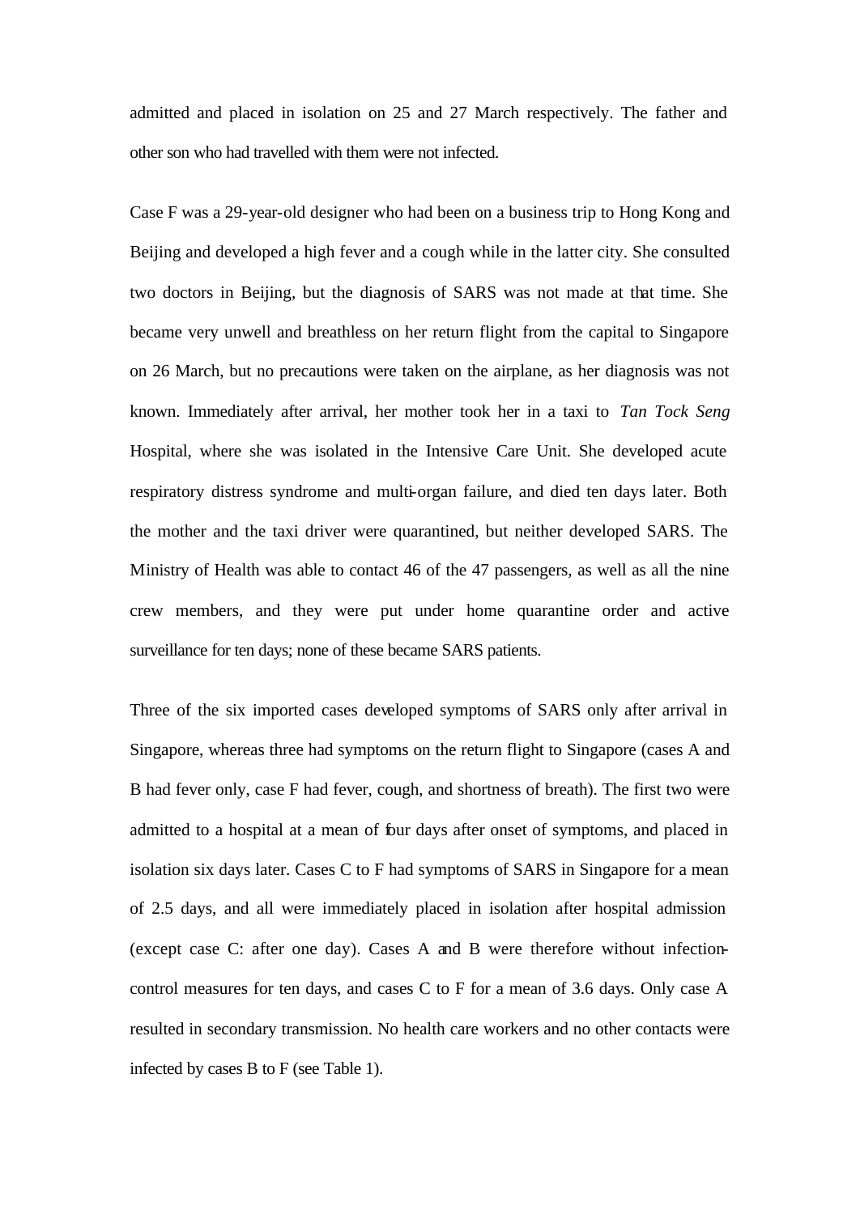admitted and placed in isolation on 25 and 27 March respectively. The father and other son who had travelled with them were not infected.

Case F was a 29-year-old designer who had been on a business trip to Hong Kong and Beijing and developed a high fever and a cough while in the latter city. She consulted two doctors in Beijing, but the diagnosis of SARS was not made at that time. She became very unwell and breathless on her return flight from the capital to Singapore on 26 March, but no precautions were taken on the airplane, as her diagnosis was not known. Immediately after arrival, her mother took her in a taxi to *Tan Tock Seng* Hospital, where she was isolated in the Intensive Care Unit. She developed acute respiratory distress syndrome and multi-organ failure, and died ten days later. Both the mother and the taxi driver were quarantined, but neither developed SARS. The Ministry of Health was able to contact 46 of the 47 passengers, as well as all the nine crew members, and they were put under home quarantine order and active surveillance for ten days; none of these became SARS patients.

Three of the six imported cases developed symptoms of SARS only after arrival in Singapore, whereas three had symptoms on the return flight to Singapore (cases A and B had fever only, case F had fever, cough, and shortness of breath). The first two were admitted to a hospital at a mean of four days after onset of symptoms, and placed in isolation six days later. Cases C to F had symptoms of SARS in Singapore for a mean of 2.5 days, and all were immediately placed in isolation after hospital admission (except case C: after one day). Cases A and B were therefore without infection-control measures for ten days, and cases C to F for a mean of 3.6 days. Only case A resulted in secondary transmission. No health care workers and no other contacts were infected by cases B to F (see Table 1).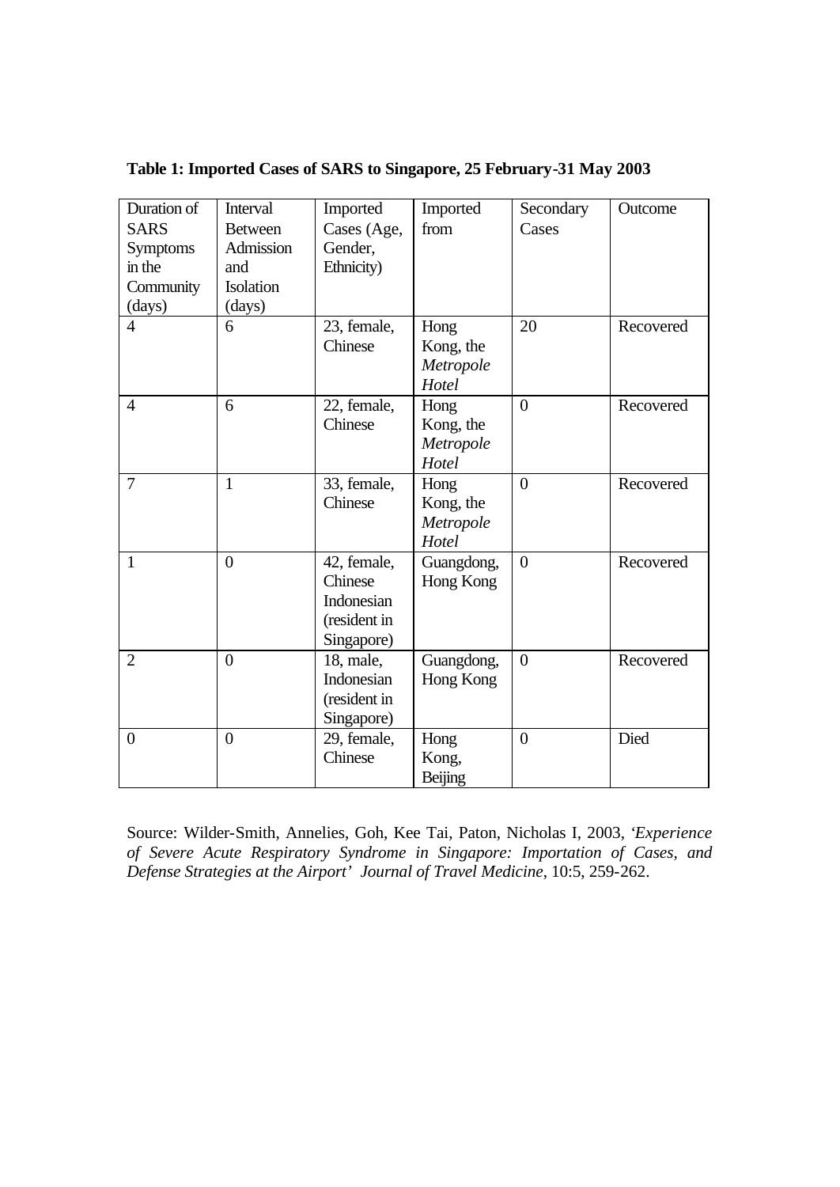**Table 1: Imported Cases of SARS to Singapore, 25 February-31 May 2003**

| Duration of SARS Symptoms in the Community (days) | Interval Between Admission and Isolation (days) | Imported Cases (Age, Gender, Ethnicity) | Imported from | Secondary Cases | Outcome |
|---|---|---|---|---|---|
| 4 | 6 | 23, female, Chinese | Hong Kong, the *Metropole Hotel* | 20 | Recovered |
| 4 | 6 | 22, female, Chinese | Hong Kong, the *Metropole Hotel* | 0 | Recovered |
| 7 | 1 | 33, female, Chinese | Hong Kong, the *Metropole Hotel* | 0 | Recovered |
| 1 | 0 | 42, female, Chinese Indonesian (resident in Singapore) | Guangdong, Hong Kong | 0 | Recovered |
| 2 | 0 | 18, male, Indonesian (resident in Singapore) | Guangdong, Hong Kong | 0 | Recovered |
| 0 | 0 | 29, female, Chinese | Hong Kong, Beijing | 0 | Died |

Source: Wilder-Smith, Annelies, Goh, Kee Tai, Paton, Nicholas I, 2003, '*Experience of Severe Acute Respiratory Syndrome in Singapore: Importation of Cases, and Defense Strategies at the Airport' Journal of Travel Medicine*, 10:5, 259-262.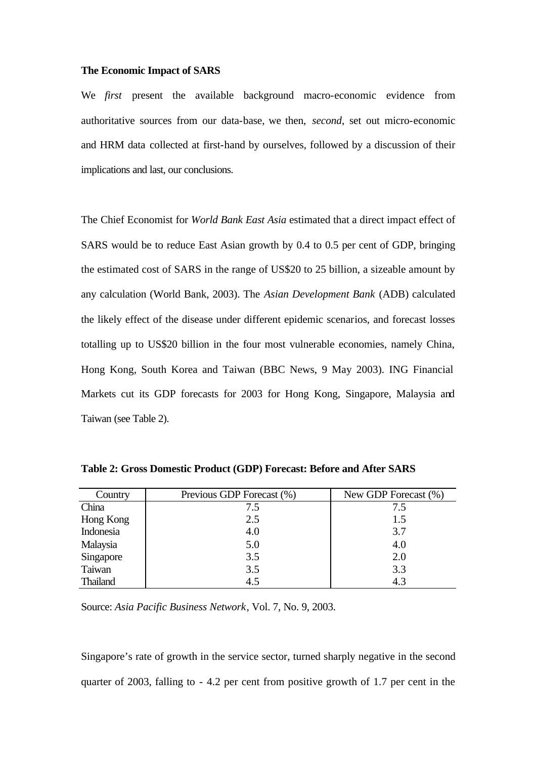**The Economic Impact of SARS**

We *first* present the available background macro-economic evidence from authoritative sources from our data-base, we then, *second*, set out micro-economic and HRM data collected at first-hand by ourselves, followed by a discussion of their implications and last, our conclusions.

The Chief Economist for *World Bank East Asia* estimated that a direct impact effect of SARS would be to reduce East Asian growth by 0.4 to 0.5 per cent of GDP, bringing the estimated cost of SARS in the range of US$20 to 25 billion, a sizeable amount by any calculation (World Bank, 2003). The *Asian Development Bank* (ADB) calculated the likely effect of the disease under different epidemic scenarios, and forecast losses totalling up to US$20 billion in the four most vulnerable economies, namely China, Hong Kong, South Korea and Taiwan (BBC News, 9 May 2003). ING Financial Markets cut its GDP forecasts for 2003 for Hong Kong, Singapore, Malaysia and Taiwan (see Table 2).

**Table 2: Gross Domestic Product (GDP) Forecast: Before and After SARS**

| Country | Previous GDP Forecast (%) | New GDP Forecast (%) |
|---|---|---|
| China | 7.5 | 7.5 |
| Hong Kong | 2.5 | 1.5 |
| Indonesia | 4.0 | 3.7 |
| Malaysia | 5.0 | 4.0 |
| Singapore | 3.5 | 2.0 |
| Taiwan | 3.5 | 3.3 |
| Thailand | 4.5 | 4.3 |

Source: *Asia Pacific Business Network*, Vol. 7, No. 9, 2003.

Singapore's rate of growth in the service sector, turned sharply negative in the second quarter of 2003, falling to - 4.2 per cent from positive growth of 1.7 per cent in the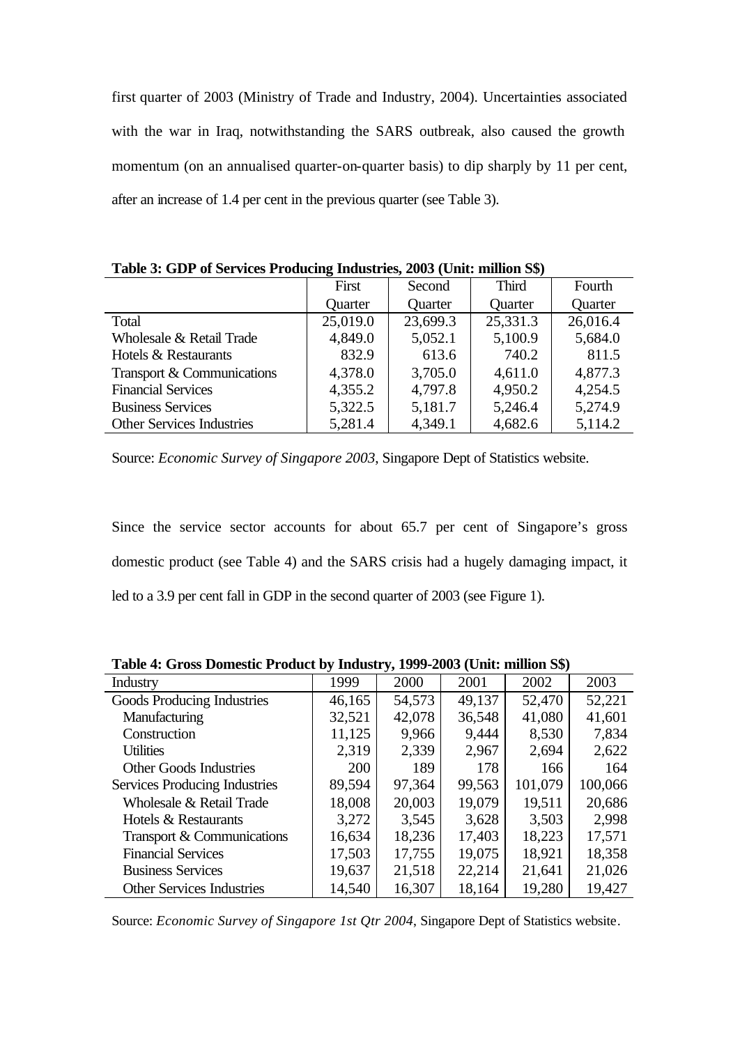first quarter of 2003 (Ministry of Trade and Industry, 2004). Uncertainties associated with the war in Iraq, notwithstanding the SARS outbreak, also caused the growth momentum (on an annualised quarter-on-quarter basis) to dip sharply by 11 per cent, after an increase of 1.4 per cent in the previous quarter (see Table 3).

**Table 3: GDP of Services Producing Industries, 2003 (Unit: million S$)**

| | First Quarter | Second Quarter | Third Quarter | Fourth Quarter |
|---|---|---|---|---|
| Total | 25,019.0 | 23,699.3 | 25,331.3 | 26,016.4 |
| Wholesale & Retail Trade | 4,849.0 | 5,052.1 | 5,100.9 | 5,684.0 |
| Hotels & Restaurants | 832.9 | 613.6 | 740.2 | 811.5 |
| Transport & Communications | 4,378.0 | 3,705.0 | 4,611.0 | 4,877.3 |
| Financial Services | 4,355.2 | 4,797.8 | 4,950.2 | 4,254.5 |
| Business Services | 5,322.5 | 5,181.7 | 5,246.4 | 5,274.9 |
| Other Services Industries | 5,281.4 | 4,349.1 | 4,682.6 | 5,114.2 |

Source: *Economic Survey of Singapore 2003*, Singapore Dept of Statistics website.

Since the service sector accounts for about 65.7 per cent of Singapore's gross domestic product (see Table 4) and the SARS crisis had a hugely damaging impact, it led to a 3.9 per cent fall in GDP in the second quarter of 2003 (see Figure 1).

**Table 4: Gross Domestic Product by Industry, 1999-2003 (Unit: million S$)**

| Industry | 1999 | 2000 | 2001 | 2002 | 2003 |
|---|---|---|---|---|---|
| Goods Producing Industries | 46,165 | 54,573 | 49,137 | 52,470 | 52,221 |
| Manufacturing | 32,521 | 42,078 | 36,548 | 41,080 | 41,601 |
| Construction | 11,125 | 9,966 | 9,444 | 8,530 | 7,834 |
| Utilities | 2,319 | 2,339 | 2,967 | 2,694 | 2,622 |
| Other Goods Industries | 200 | 189 | 178 | 166 | 164 |
| Services Producing Industries | 89,594 | 97,364 | 99,563 | 101,079 | 100,066 |
| Wholesale & Retail Trade | 18,008 | 20,003 | 19,079 | 19,511 | 20,686 |
| Hotels & Restaurants | 3,272 | 3,545 | 3,628 | 3,503 | 2,998 |
| Transport & Communications | 16,634 | 18,236 | 17,403 | 18,223 | 17,571 |
| Financial Services | 17,503 | 17,755 | 19,075 | 18,921 | 18,358 |
| Business Services | 19,637 | 21,518 | 22,214 | 21,641 | 21,026 |
| Other Services Industries | 14,540 | 16,307 | 18,164 | 19,280 | 19,427 |

Source: *Economic Survey of Singapore 1st Qtr 2004*, Singapore Dept of Statistics website.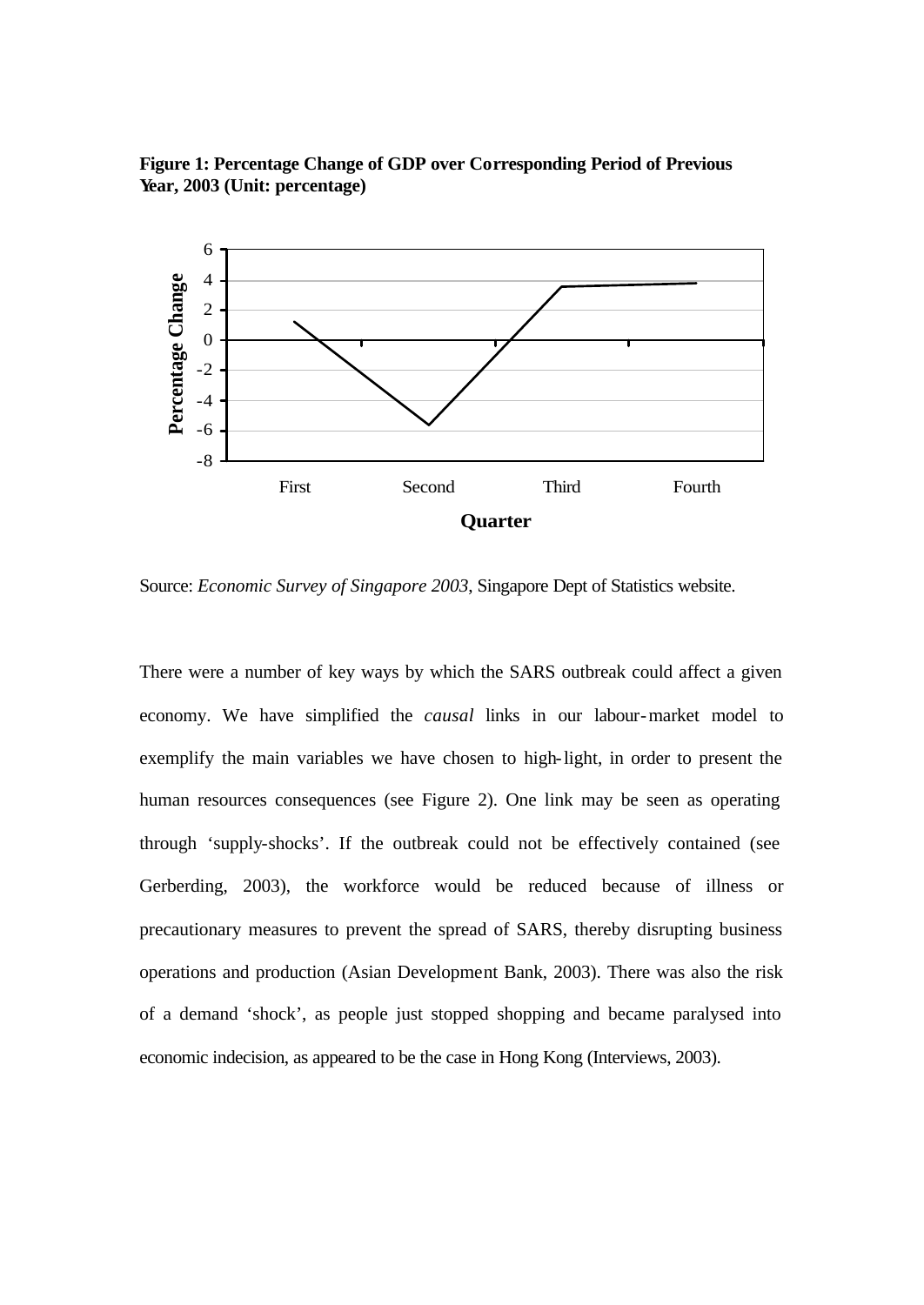**Figure 1: Percentage Change of GDP over Corresponding Period of Previous Year, 2003 (Unit: percentage)**

Source: *Economic Survey of Singapore 2003*, Singapore Dept of Statistics website.

There were a number of key ways by which the SARS outbreak could affect a given economy. We have simplified the *causal* links in our labour-market model to exemplify the main variables we have chosen to high-light, in order to present the human resources consequences (see Figure 2). One link may be seen as operating through 'supply-shocks'. If the outbreak could not be effectively contained (see Gerberding, 2003), the workforce would be reduced because of illness or precautionary measures to prevent the spread of SARS, thereby disrupting business operations and production (Asian Development Bank, 2003). There was also the risk of a demand 'shock', as people just stopped shopping and became paralysed into economic indecision, as appeared to be the case in Hong Kong (Interviews, 2003).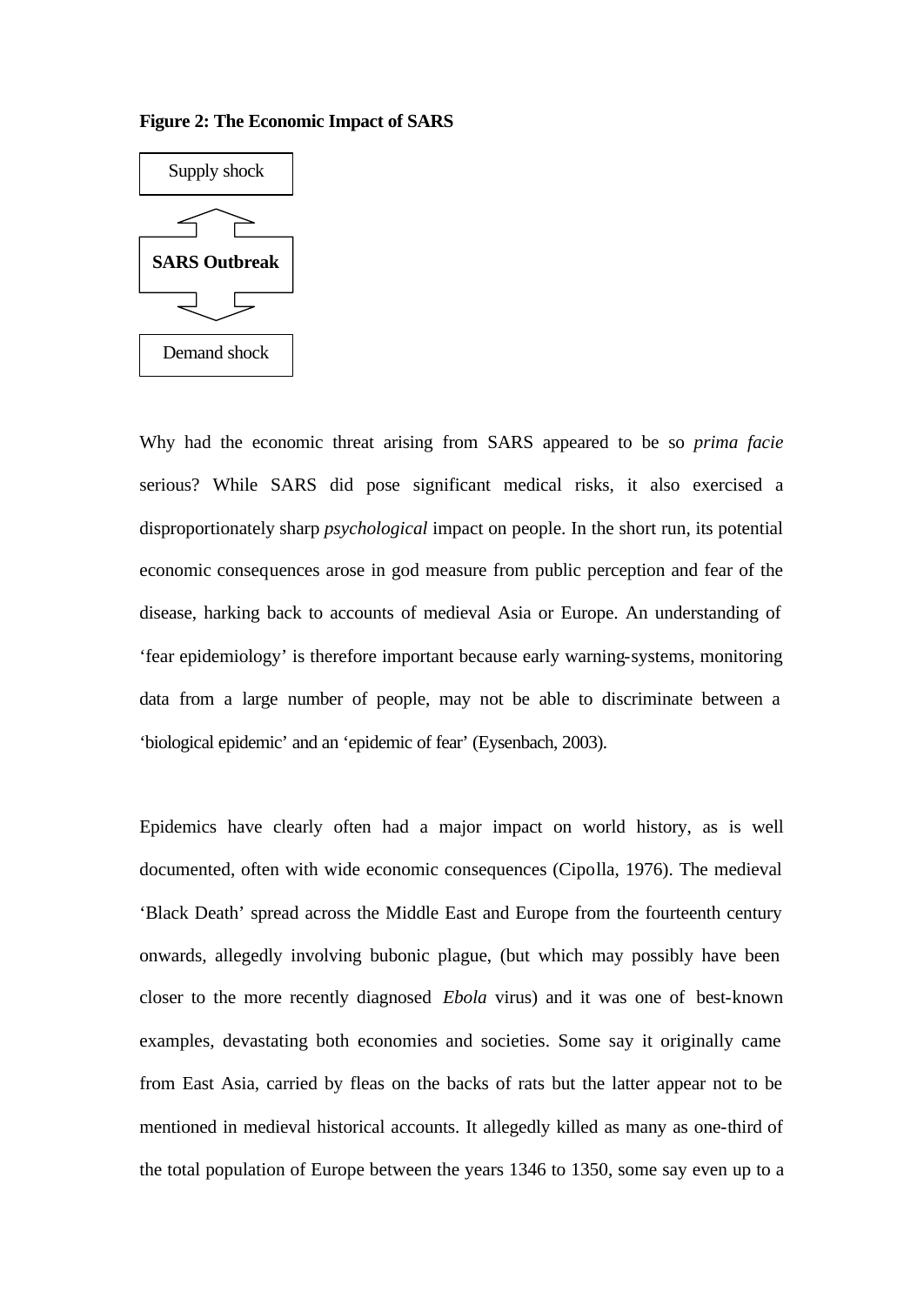**Figure 2: The Economic Impact of SARS**

Supply shock

**SARS Outbreak**

Demand shock

Why had the economic threat arising from SARS appeared to be so *prima facie* serious? While SARS did pose significant medical risks, it also exercised a disproportionately sharp *psychological* impact on people. In the short run, its potential economic consequences arose in god measure from public perception and fear of the disease, harking back to accounts of medieval Asia or Europe. An understanding of 'fear epidemiology' is therefore important because early warning-systems, monitoring data from a large number of people, may not be able to discriminate between a 'biological epidemic' and an 'epidemic of fear' (Eysenbach, 2003).

Epidemics have clearly often had a major impact on world history, as is well documented, often with wide economic consequences (Cipolla, 1976). The medieval 'Black Death' spread across the Middle East and Europe from the fourteenth century onwards, allegedly involving bubonic plague, (but which may possibly have been closer to the more recently diagnosed *Ebola* virus) and it was one of best-known examples, devastating both economies and societies. Some say it originally came from East Asia, carried by fleas on the backs of rats but the latter appear not to be mentioned in medieval historical accounts. It allegedly killed as many as one-third of the total population of Europe between the years 1346 to 1350, some say even up to a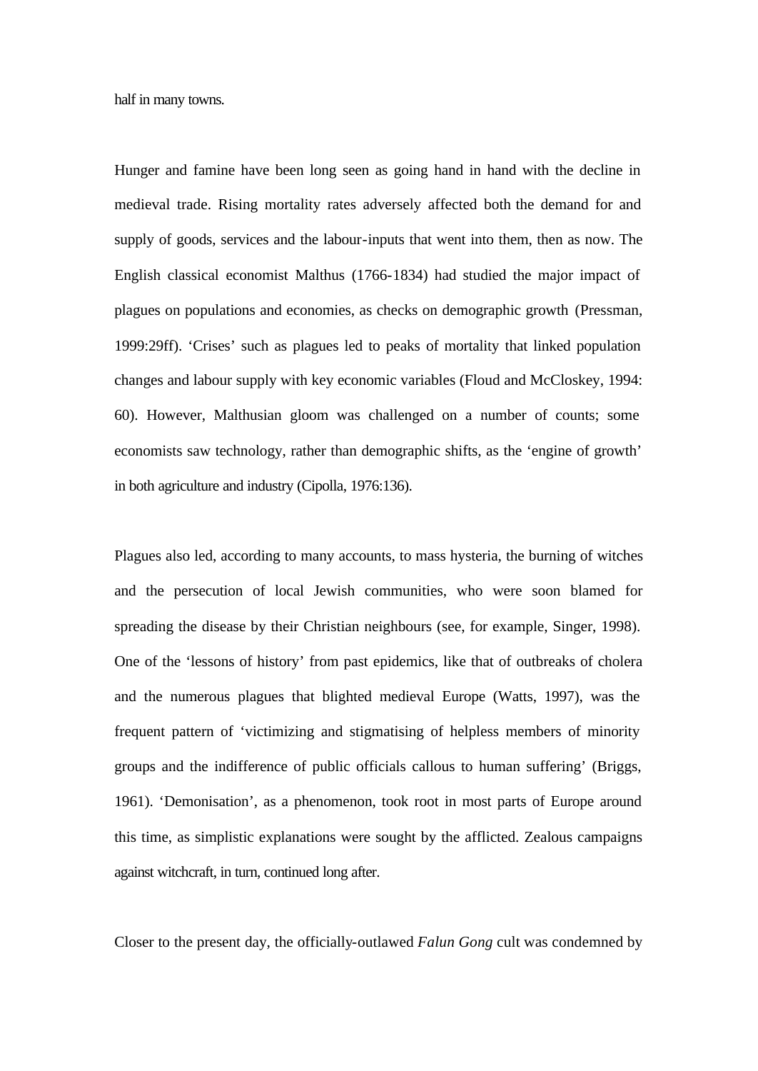half in many towns.

Hunger and famine have been long seen as going hand in hand with the decline in medieval trade. Rising mortality rates adversely affected both the demand for and supply of goods, services and the labour-inputs that went into them, then as now. The English classical economist Malthus (1766-1834) had studied the major impact of plagues on populations and economies, as checks on demographic growth (Pressman, 1999:29ff). 'Crises' such as plagues led to peaks of mortality that linked population changes and labour supply with key economic variables (Floud and McCloskey, 1994: 60). However, Malthusian gloom was challenged on a number of counts; some economists saw technology, rather than demographic shifts, as the 'engine of growth' in both agriculture and industry (Cipolla, 1976:136).

Plagues also led, according to many accounts, to mass hysteria, the burning of witches and the persecution of local Jewish communities, who were soon blamed for spreading the disease by their Christian neighbours (see, for example, Singer, 1998). One of the 'lessons of history' from past epidemics, like that of outbreaks of cholera and the numerous plagues that blighted medieval Europe (Watts, 1997), was the frequent pattern of 'victimizing and stigmatising of helpless members of minority groups and the indifference of public officials callous to human suffering' (Briggs, 1961). 'Demonisation', as a phenomenon, took root in most parts of Europe around this time, as simplistic explanations were sought by the afflicted. Zealous campaigns against witchcraft, in turn, continued long after.

Closer to the present day, the officially-outlawed *Falun Gong* cult was condemned by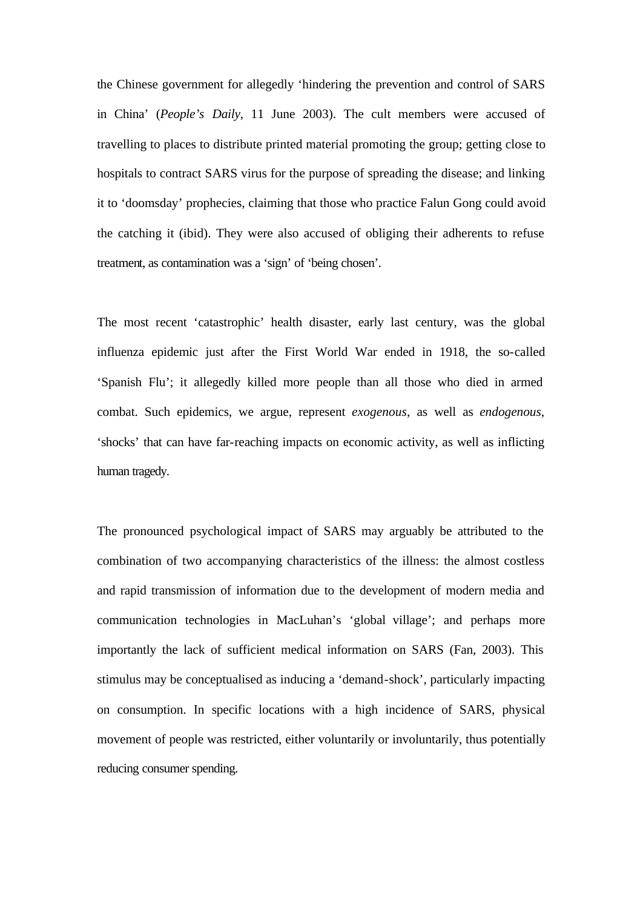the Chinese government for allegedly 'hindering the prevention and control of SARS in China' (*People's Daily*, 11 June 2003). The cult members were accused of travelling to places to distribute printed material promoting the group; getting close to hospitals to contract SARS virus for the purpose of spreading the disease; and linking it to 'doomsday' prophecies, claiming that those who practice Falun Gong could avoid the catching it (ibid). They were also accused of obliging their adherents to refuse treatment, as contamination was a 'sign' of 'being chosen'.

The most recent 'catastrophic' health disaster, early last century, was the global influenza epidemic just after the First World War ended in 1918, the so-called 'Spanish Flu'; it allegedly killed more people than all those who died in armed combat. Such epidemics, we argue, represent *exogenous*, as well as *endogenous*, 'shocks' that can have far-reaching impacts on economic activity, as well as inflicting human tragedy.

The pronounced psychological impact of SARS may arguably be attributed to the combination of two accompanying characteristics of the illness: the almost costless and rapid transmission of information due to the development of modern media and communication technologies in MacLuhan's 'global village'; and perhaps more importantly the lack of sufficient medical information on SARS (Fan, 2003). This stimulus may be conceptualised as inducing a 'demand-shock', particularly impacting on consumption. In specific locations with a high incidence of SARS, physical movement of people was restricted, either voluntarily or involuntarily, thus potentially reducing consumer spending.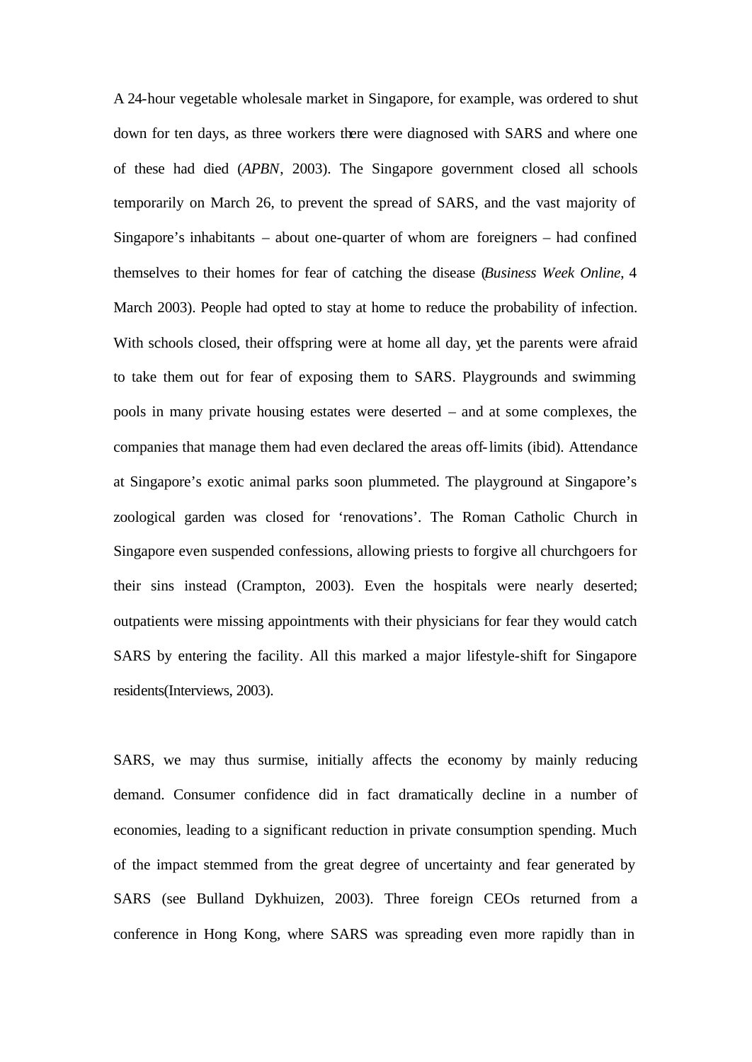A 24-hour vegetable wholesale market in Singapore, for example, was ordered to shut down for ten days, as three workers there were diagnosed with SARS and where one of these had died (*APBN*, 2003). The Singapore government closed all schools temporarily on March 26, to prevent the spread of SARS, and the vast majority of Singapore's inhabitants – about one-quarter of whom are foreigners – had confined themselves to their homes for fear of catching the disease (*Business Week Online*, 4 March 2003). People had opted to stay at home to reduce the probability of infection. With schools closed, their offspring were at home all day, yet the parents were afraid to take them out for fear of exposing them to SARS. Playgrounds and swimming pools in many private housing estates were deserted – and at some complexes, the companies that manage them had even declared the areas off-limits (ibid). Attendance at Singapore's exotic animal parks soon plummeted. The playground at Singapore's zoological garden was closed for 'renovations'. The Roman Catholic Church in Singapore even suspended confessions, allowing priests to forgive all churchgoers for their sins instead (Crampton, 2003). Even the hospitals were nearly deserted; outpatients were missing appointments with their physicians for fear they would catch SARS by entering the facility. All this marked a major lifestyle-shift for Singapore residents(Interviews, 2003).

SARS, we may thus surmise, initially affects the economy by mainly reducing demand. Consumer confidence did in fact dramatically decline in a number of economies, leading to a significant reduction in private consumption spending. Much of the impact stemmed from the great degree of uncertainty and fear generated by SARS (see Bulland Dykhuizen, 2003). Three foreign CEOs returned from a conference in Hong Kong, where SARS was spreading even more rapidly than in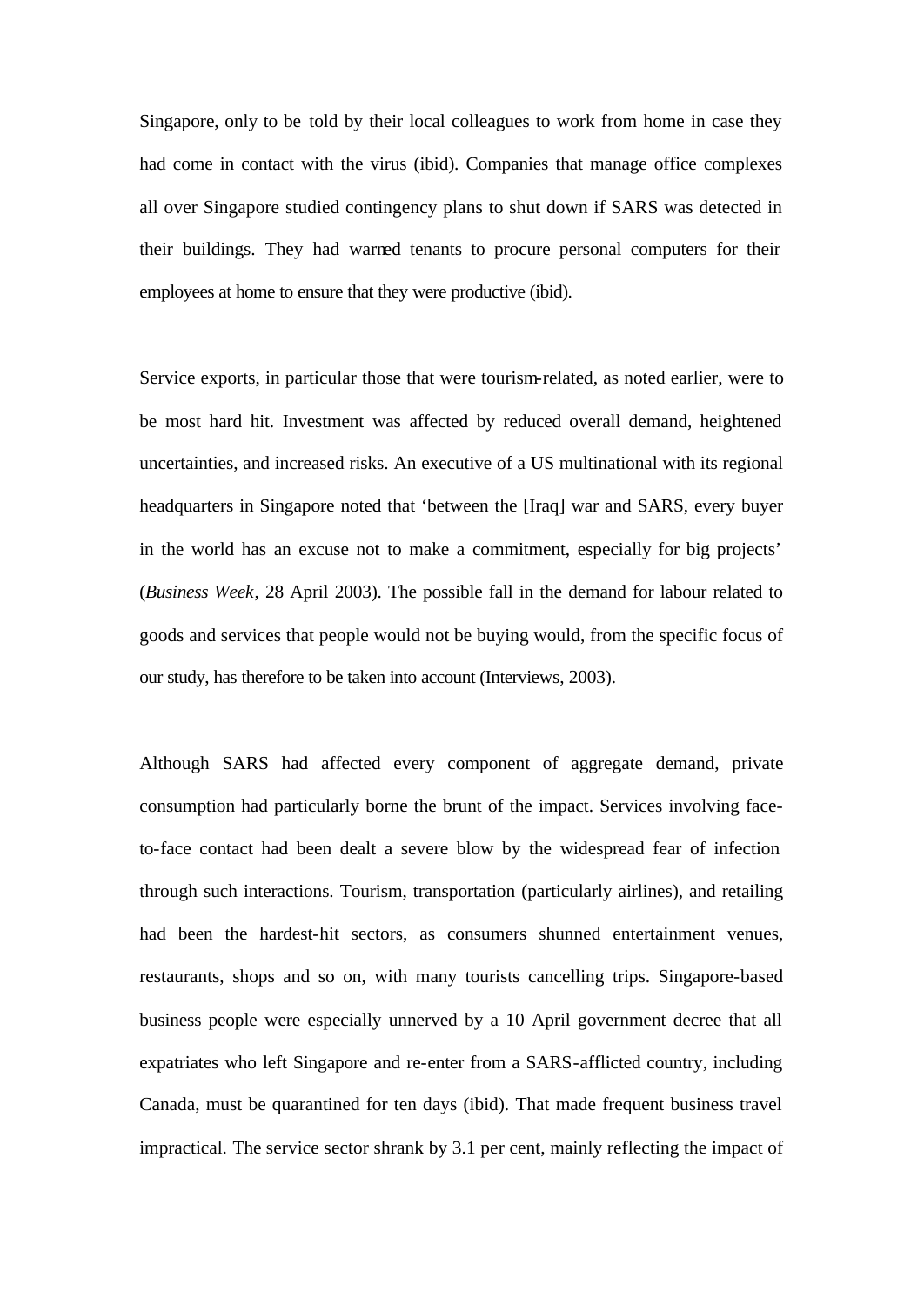Singapore, only to be told by their local colleagues to work from home in case they had come in contact with the virus (ibid). Companies that manage office complexes all over Singapore studied contingency plans to shut down if SARS was detected in their buildings. They had warned tenants to procure personal computers for their employees at home to ensure that they were productive (ibid).

Service exports, in particular those that were tourism-related, as noted earlier, were to be most hard hit. Investment was affected by reduced overall demand, heightened uncertainties, and increased risks. An executive of a US multinational with its regional headquarters in Singapore noted that 'between the [Iraq] war and SARS, every buyer in the world has an excuse not to make a commitment, especially for big projects' (*Business Week*, 28 April 2003). The possible fall in the demand for labour related to goods and services that people would not be buying would, from the specific focus of our study, has therefore to be taken into account (Interviews, 2003).

Although SARS had affected every component of aggregate demand, private consumption had particularly borne the brunt of the impact. Services involving face-to-face contact had been dealt a severe blow by the widespread fear of infection through such interactions. Tourism, transportation (particularly airlines), and retailing had been the hardest-hit sectors, as consumers shunned entertainment venues, restaurants, shops and so on, with many tourists cancelling trips. Singapore-based business people were especially unnerved by a 10 April government decree that all expatriates who left Singapore and re-enter from a SARS-afflicted country, including Canada, must be quarantined for ten days (ibid). That made frequent business travel impractical. The service sector shrank by 3.1 per cent, mainly reflecting the impact of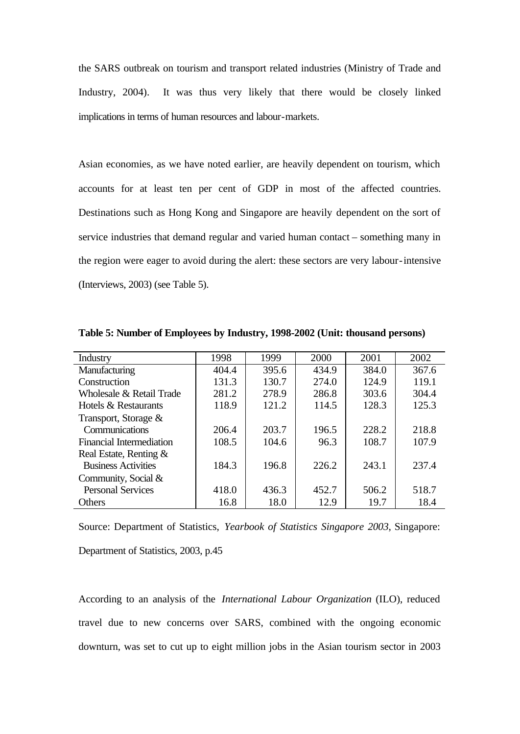the SARS outbreak on tourism and transport related industries (Ministry of Trade and Industry, 2004). It was thus very likely that there would be closely linked implications in terms of human resources and labour-markets.

Asian economies, as we have noted earlier, are heavily dependent on tourism, which accounts for at least ten per cent of GDP in most of the affected countries. Destinations such as Hong Kong and Singapore are heavily dependent on the sort of service industries that demand regular and varied human contact – something many in the region were eager to avoid during the alert: these sectors are very labour-intensive (Interviews, 2003) (see Table 5).

**Table 5: Number of Employees by Industry, 1998-2002 (Unit: thousand persons)**

| Industry | 1998 | 1999 | 2000 | 2001 | 2002 |
|---|---|---|---|---|---|
| Manufacturing | 404.4 | 395.6 | 434.9 | 384.0 | 367.6 |
| Construction | 131.3 | 130.7 | 274.0 | 124.9 | 119.1 |
| Wholesale & Retail Trade | 281.2 | 278.9 | 286.8 | 303.6 | 304.4 |
| Hotels & Restaurants | 118.9 | 121.2 | 114.5 | 128.3 | 125.3 |
| Transport, Storage & Communications | 206.4 | 203.7 | 196.5 | 228.2 | 218.8 |
| Financial Intermediation | 108.5 | 104.6 | 96.3 | 108.7 | 107.9 |
| Real Estate, Renting & Business Activities | 184.3 | 196.8 | 226.2 | 243.1 | 237.4 |
| Community, Social & Personal Services | 418.0 | 436.3 | 452.7 | 506.2 | 518.7 |
| Others | 16.8 | 18.0 | 12.9 | 19.7 | 18.4 |

Source: Department of Statistics, *Yearbook of Statistics Singapore 2003*, Singapore: Department of Statistics, 2003, p.45

According to an analysis of the *International Labour Organization* (ILO), reduced travel due to new concerns over SARS, combined with the ongoing economic downturn, was set to cut up to eight million jobs in the Asian tourism sector in 2003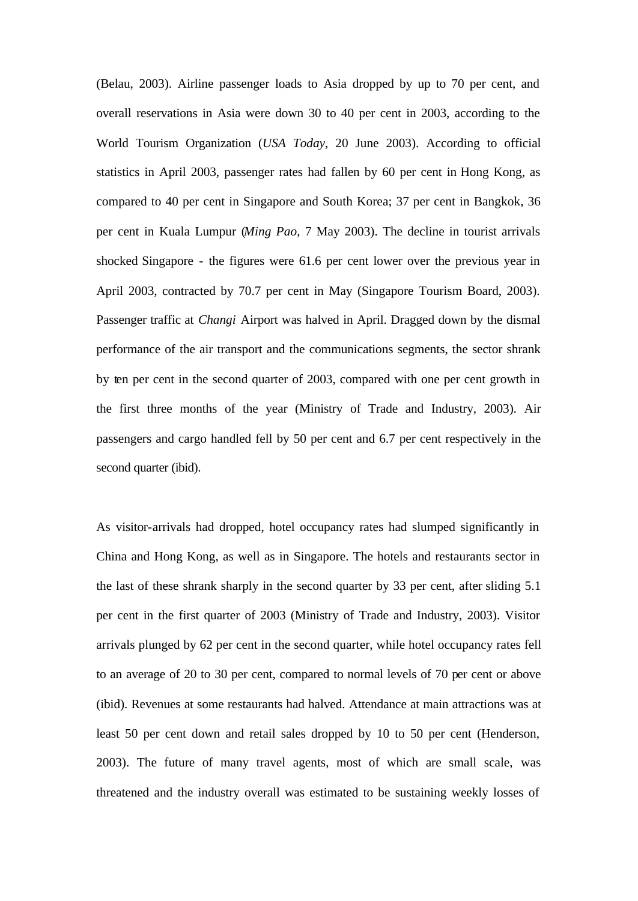(Belau, 2003). Airline passenger loads to Asia dropped by up to 70 per cent, and overall reservations in Asia were down 30 to 40 per cent in 2003, according to the World Tourism Organization (*USA Today*, 20 June 2003). According to official statistics in April 2003, passenger rates had fallen by 60 per cent in Hong Kong, as compared to 40 per cent in Singapore and South Korea; 37 per cent in Bangkok, 36 per cent in Kuala Lumpur (*Ming Pao*, 7 May 2003). The decline in tourist arrivals shocked Singapore - the figures were 61.6 per cent lower over the previous year in April 2003, contracted by 70.7 per cent in May (Singapore Tourism Board, 2003). Passenger traffic at *Changi* Airport was halved in April. Dragged down by the dismal performance of the air transport and the communications segments, the sector shrank by ten per cent in the second quarter of 2003, compared with one per cent growth in the first three months of the year (Ministry of Trade and Industry, 2003). Air passengers and cargo handled fell by 50 per cent and 6.7 per cent respectively in the second quarter (ibid).

As visitor-arrivals had dropped, hotel occupancy rates had slumped significantly in China and Hong Kong, as well as in Singapore. The hotels and restaurants sector in the last of these shrank sharply in the second quarter by 33 per cent, after sliding 5.1 per cent in the first quarter of 2003 (Ministry of Trade and Industry, 2003). Visitor arrivals plunged by 62 per cent in the second quarter, while hotel occupancy rates fell to an average of 20 to 30 per cent, compared to normal levels of 70 per cent or above (ibid). Revenues at some restaurants had halved. Attendance at main attractions was at least 50 per cent down and retail sales dropped by 10 to 50 per cent (Henderson, 2003). The future of many travel agents, most of which are small scale, was threatened and the industry overall was estimated to be sustaining weekly losses of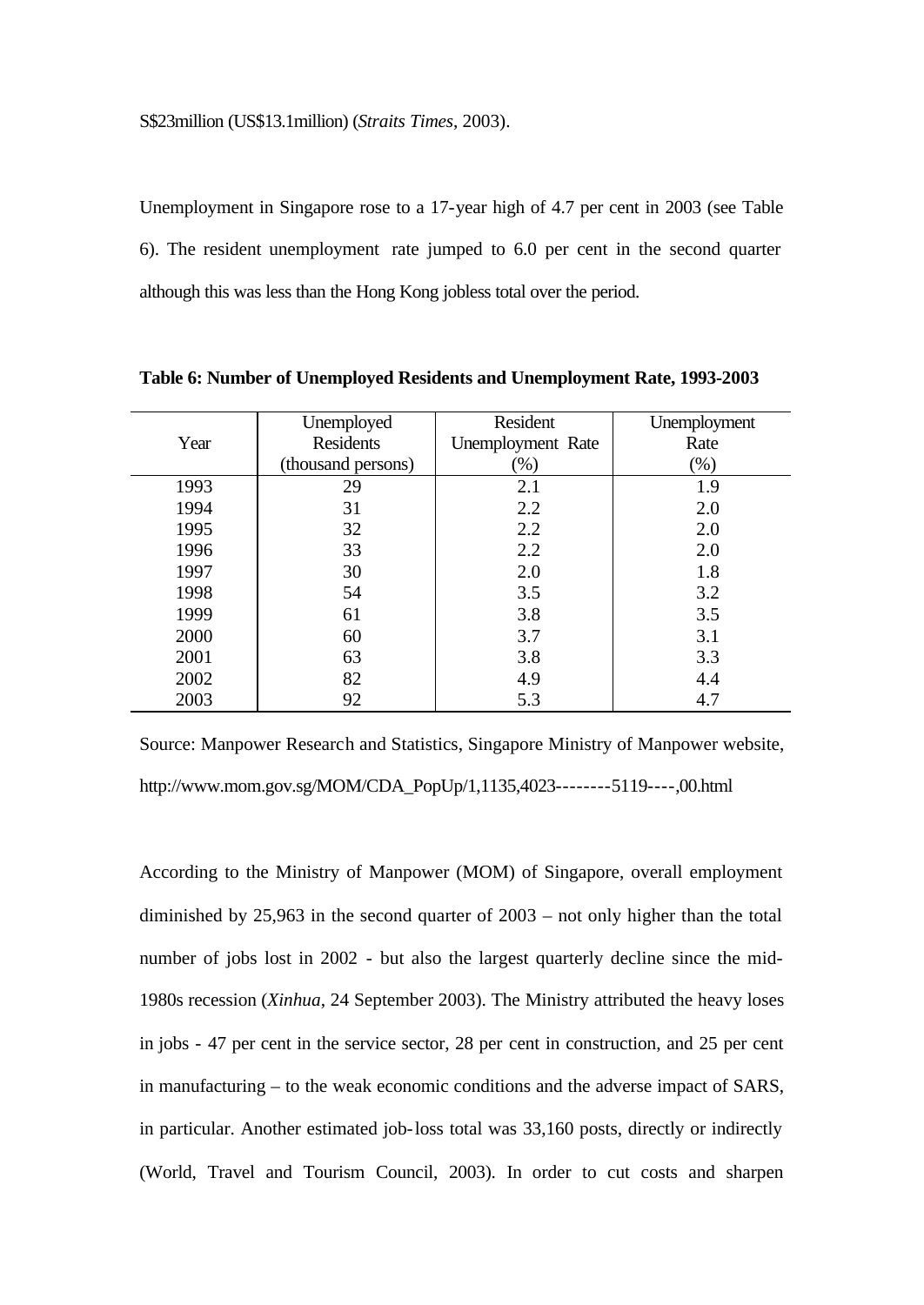S$23million (US$13.1million) (*Straits Times*, 2003).

Unemployment in Singapore rose to a 17-year high of 4.7 per cent in 2003 (see Table 6). The resident unemployment rate jumped to 6.0 per cent in the second quarter although this was less than the Hong Kong jobless total over the period.

**Table 6: Number of Unemployed Residents and Unemployment Rate, 1993-2003**

| Year | Unemployed Residents (thousand persons) | Resident Unemployment Rate (%) | Unemployment Rate (%) |
|---|---|---|---|
| 1993 | 29 | 2.1 | 1.9 |
| 1994 | 31 | 2.2 | 2.0 |
| 1995 | 32 | 2.2 | 2.0 |
| 1996 | 33 | 2.2 | 2.0 |
| 1997 | 30 | 2.0 | 1.8 |
| 1998 | 54 | 3.5 | 3.2 |
| 1999 | 61 | 3.8 | 3.5 |
| 2000 | 60 | 3.7 | 3.1 |
| 2001 | 63 | 3.8 | 3.3 |
| 2002 | 82 | 4.9 | 4.4 |
| 2003 | 92 | 5.3 | 4.7 |

Source: Manpower Research and Statistics, Singapore Ministry of Manpower website, http://www.mom.gov.sg/MOM/CDA_PopUp/1,1135,4023--------5119----,00.html

According to the Ministry of Manpower (MOM) of Singapore, overall employment diminished by 25,963 in the second quarter of 2003 – not only higher than the total number of jobs lost in 2002 - but also the largest quarterly decline since the mid-1980s recession (*Xinhua*, 24 September 2003). The Ministry attributed the heavy loses in jobs - 47 per cent in the service sector, 28 per cent in construction, and 25 per cent in manufacturing – to the weak economic conditions and the adverse impact of SARS, in particular. Another estimated job-loss total was 33,160 posts, directly or indirectly (World, Travel and Tourism Council, 2003). In order to cut costs and sharpen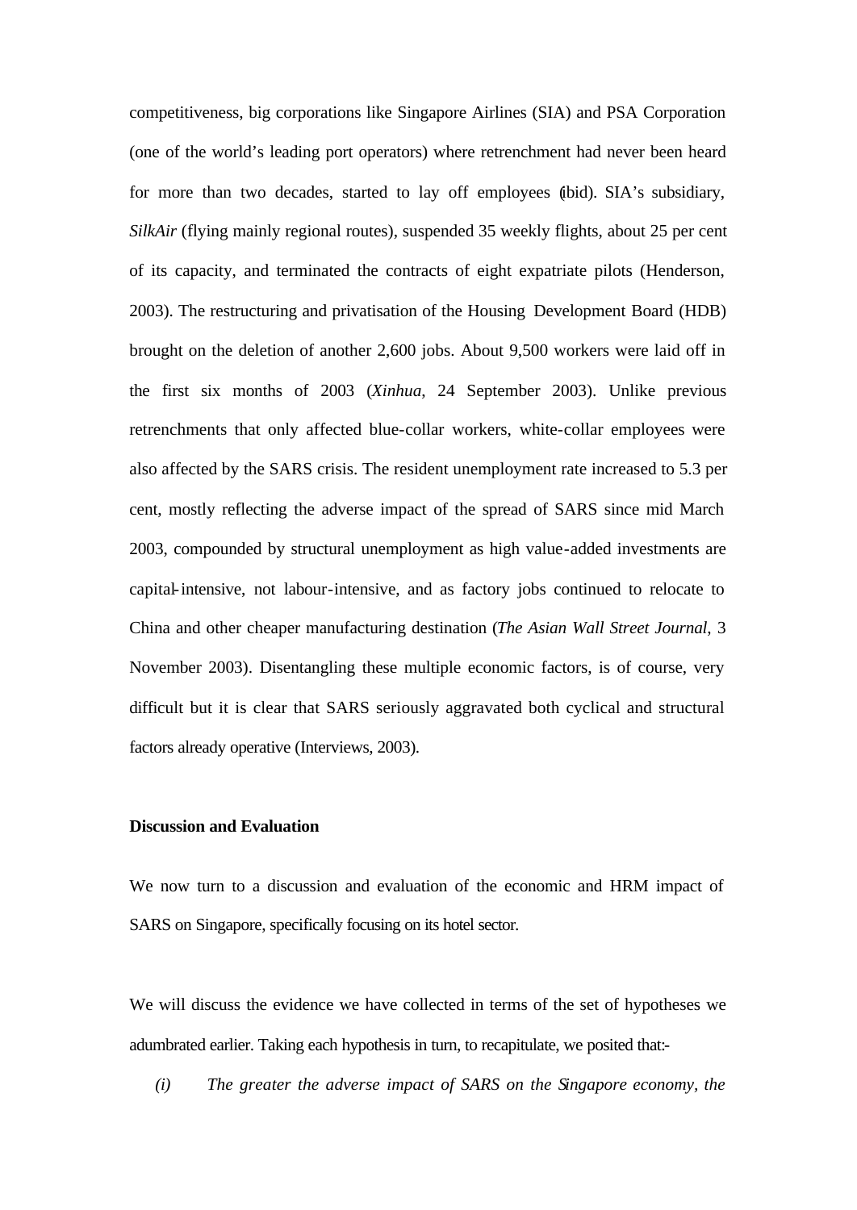competitiveness, big corporations like Singapore Airlines (SIA) and PSA Corporation (one of the world's leading port operators) where retrenchment had never been heard for more than two decades, started to lay off employees (ibid). SIA's subsidiary, *SilkAir* (flying mainly regional routes), suspended 35 weekly flights, about 25 per cent of its capacity, and terminated the contracts of eight expatriate pilots (Henderson, 2003). The restructuring and privatisation of the Housing Development Board (HDB) brought on the deletion of another 2,600 jobs. About 9,500 workers were laid off in the first six months of 2003 (*Xinhua*, 24 September 2003). Unlike previous retrenchments that only affected blue-collar workers, white-collar employees were also affected by the SARS crisis. The resident unemployment rate increased to 5.3 per cent, mostly reflecting the adverse impact of the spread of SARS since mid March 2003, compounded by structural unemployment as high value-added investments are capital-intensive, not labour-intensive, and as factory jobs continued to relocate to China and other cheaper manufacturing destination (*The Asian Wall Street Journal*, 3 November 2003). Disentangling these multiple economic factors, is of course, very difficult but it is clear that SARS seriously aggravated both cyclical and structural factors already operative (Interviews, 2003).

**Discussion and Evaluation**

We now turn to a discussion and evaluation of the economic and HRM impact of SARS on Singapore, specifically focusing on its hotel sector.

We will discuss the evidence we have collected in terms of the set of hypotheses we adumbrated earlier. Taking each hypothesis in turn, to recapitulate, we posited that:-

*(i) The greater the adverse impact of SARS on the Singapore economy, the*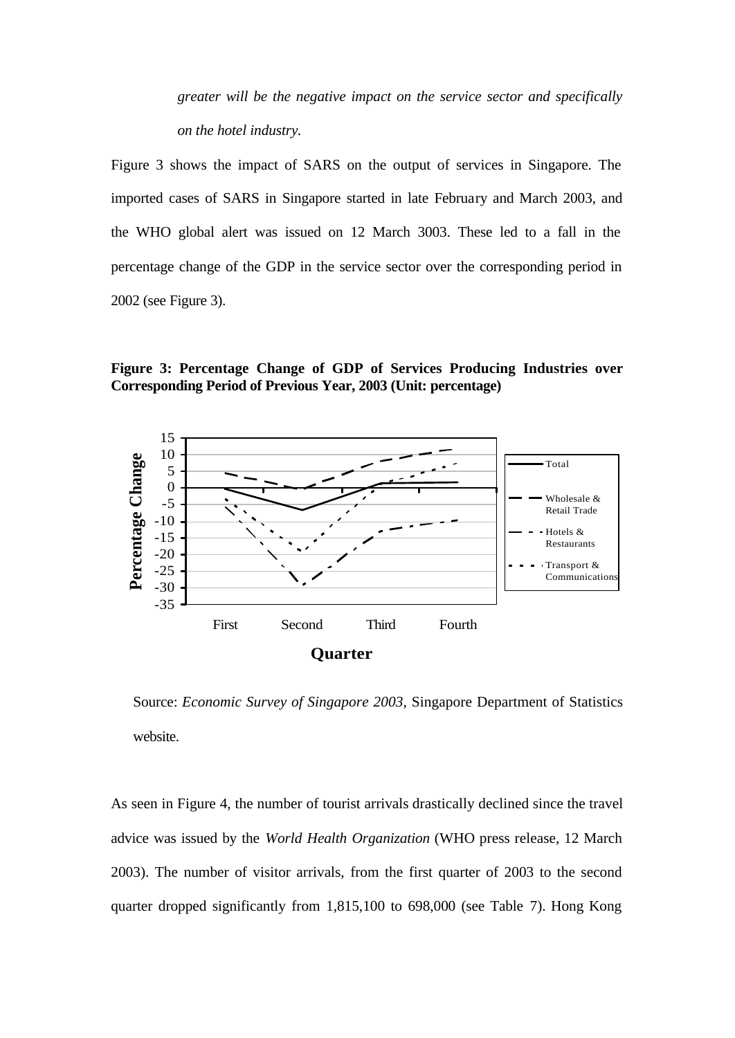*greater will be the negative impact on the service sector and specifically on the hotel industry.*

Figure 3 shows the impact of SARS on the output of services in Singapore. The imported cases of SARS in Singapore started in late February and March 2003, and the WHO global alert was issued on 12 March 3003. These led to a fall in the percentage change of the GDP in the service sector over the corresponding period in 2002 (see Figure 3).

**Figure 3: Percentage Change of GDP of Services Producing Industries over Corresponding Period of Previous Year, 2003 (Unit: percentage)**

Source: *Economic Survey of Singapore 2003*, Singapore Department of Statistics website.

As seen in Figure 4, the number of tourist arrivals drastically declined since the travel advice was issued by the *World Health Organization* (WHO press release, 12 March 2003). The number of visitor arrivals, from the first quarter of 2003 to the second quarter dropped significantly from 1,815,100 to 698,000 (see Table 7). Hong Kong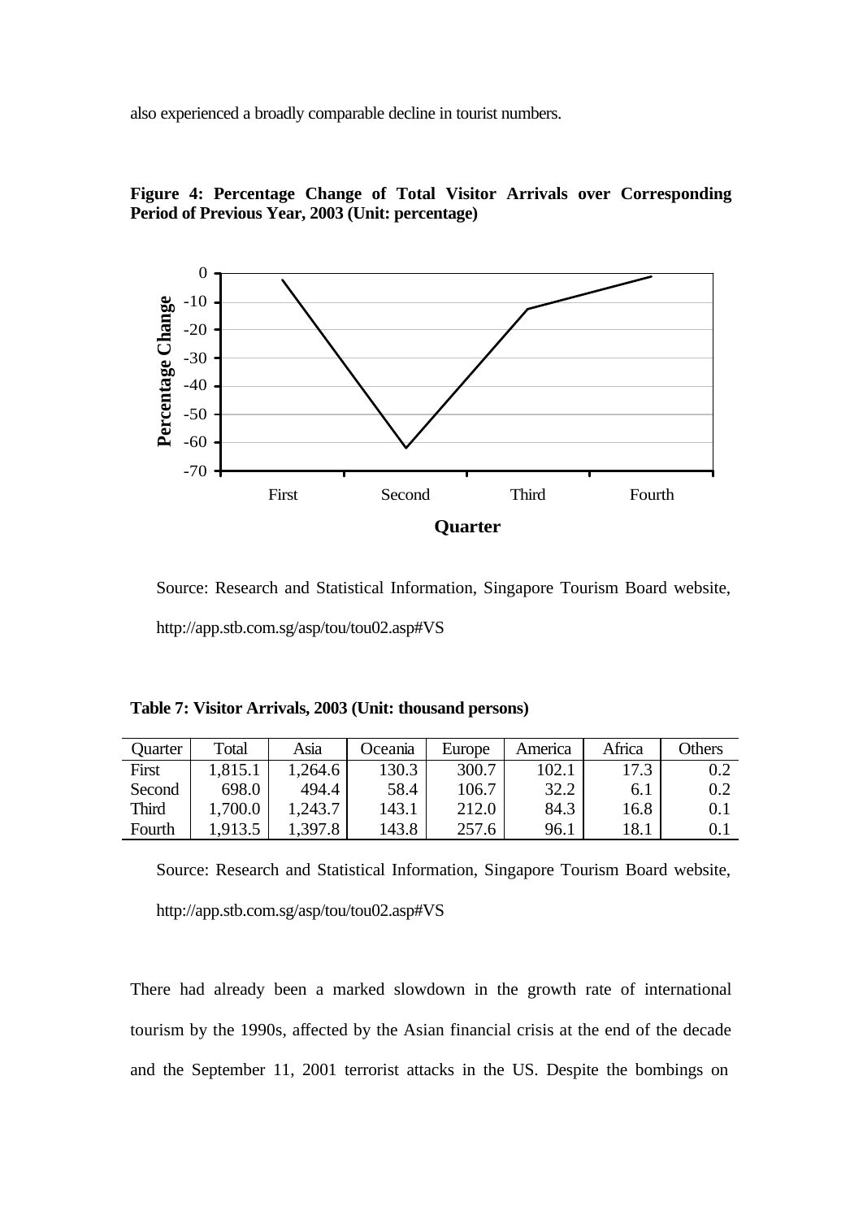also experienced a broadly comparable decline in tourist numbers.

**Figure 4: Percentage Change of Total Visitor Arrivals over Corresponding Period of Previous Year, 2003 (Unit: percentage)**

Source: Research and Statistical Information, Singapore Tourism Board website, http://app.stb.com.sg/asp/tou/tou02.asp#VS

**Table 7: Visitor Arrivals, 2003 (Unit: thousand persons)**

| Quarter | Total | Asia | Oceania | Europe | America | Africa | Others |
|---|---|---|---|---|---|---|---|
| First | 1,815.1 | 1,264.6 | 130.3 | 300.7 | 102.1 | 17.3 | 0.2 |
| Second | 698.0 | 494.4 | 58.4 | 106.7 | 32.2 | 6.1 | 0.2 |
| Third | 1,700.0 | 1,243.7 | 143.1 | 212.0 | 84.3 | 16.8 | 0.1 |
| Fourth | 1,913.5 | 1,397.8 | 143.8 | 257.6 | 96.1 | 18.1 | 0.1 |

Source: Research and Statistical Information, Singapore Tourism Board website, http://app.stb.com.sg/asp/tou/tou02.asp#VS

There had already been a marked slowdown in the growth rate of international tourism by the 1990s, affected by the Asian financial crisis at the end of the decade and the September 11, 2001 terrorist attacks in the US. Despite the bombings on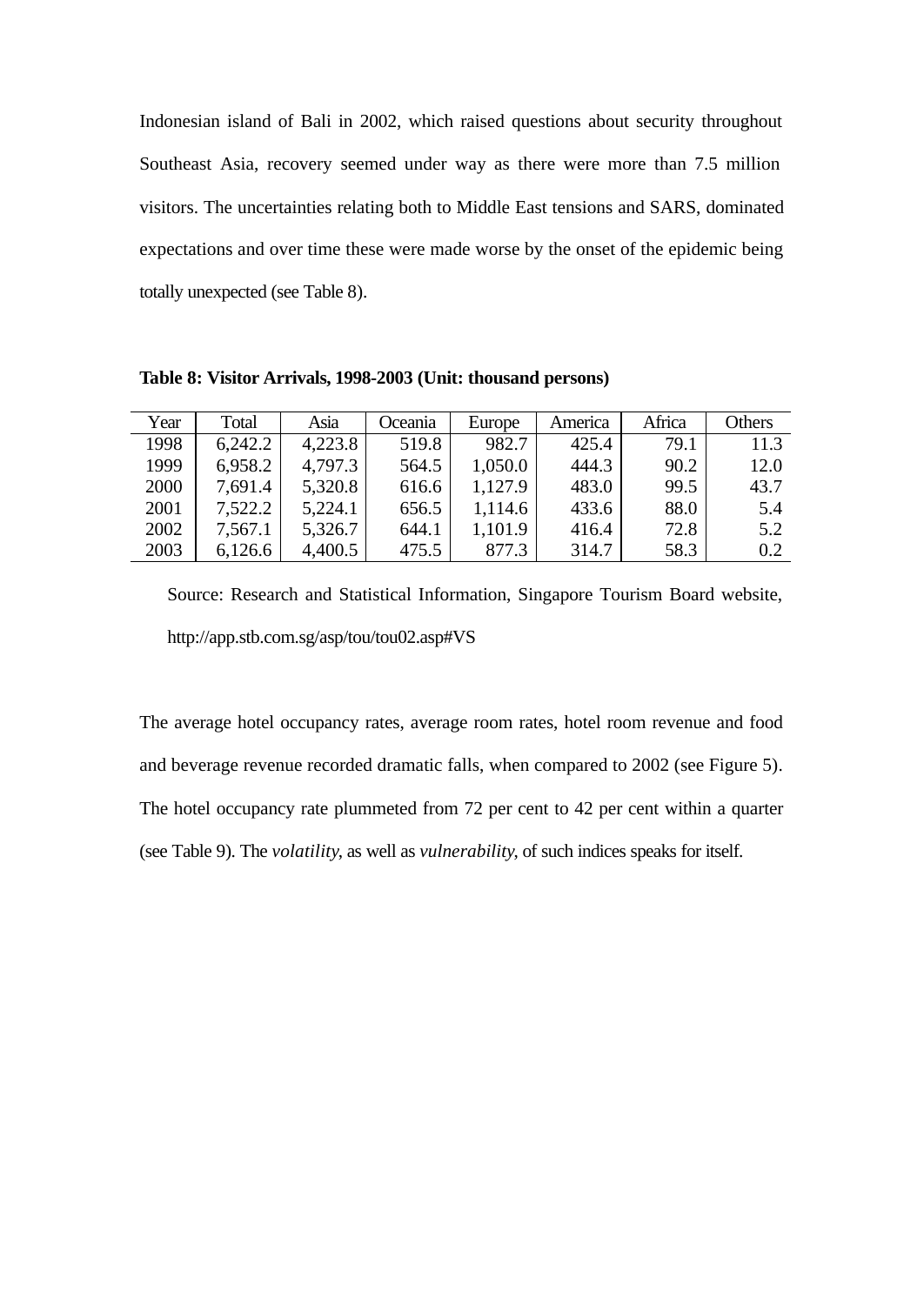Indonesian island of Bali in 2002, which raised questions about security throughout Southeast Asia, recovery seemed under way as there were more than 7.5 million visitors. The uncertainties relating both to Middle East tensions and SARS, dominated expectations and over time these were made worse by the onset of the epidemic being totally unexpected (see Table 8).

**Table 8: Visitor Arrivals, 1998-2003 (Unit: thousand persons)**

| Year | Total | Asia | Oceania | Europe | America | Africa | Others |
|---|---|---|---|---|---|---|---|
| 1998 | 6,242.2 | 4,223.8 | 519.8 | 982.7 | 425.4 | 79.1 | 11.3 |
| 1999 | 6,958.2 | 4,797.3 | 564.5 | 1,050.0 | 444.3 | 90.2 | 12.0 |
| 2000 | 7,691.4 | 5,320.8 | 616.6 | 1,127.9 | 483.0 | 99.5 | 43.7 |
| 2001 | 7,522.2 | 5,224.1 | 656.5 | 1,114.6 | 433.6 | 88.0 | 5.4 |
| 2002 | 7,567.1 | 5,326.7 | 644.1 | 1,101.9 | 416.4 | 72.8 | 5.2 |
| 2003 | 6,126.6 | 4,400.5 | 475.5 | 877.3 | 314.7 | 58.3 | 0.2 |

Source: Research and Statistical Information, Singapore Tourism Board website, http://app.stb.com.sg/asp/tou/tou02.asp#VS

The average hotel occupancy rates, average room rates, hotel room revenue and food and beverage revenue recorded dramatic falls, when compared to 2002 (see Figure 5). The hotel occupancy rate plummeted from 72 per cent to 42 per cent within a quarter (see Table 9). The *volatility*, as well as *vulnerability*, of such indices speaks for itself.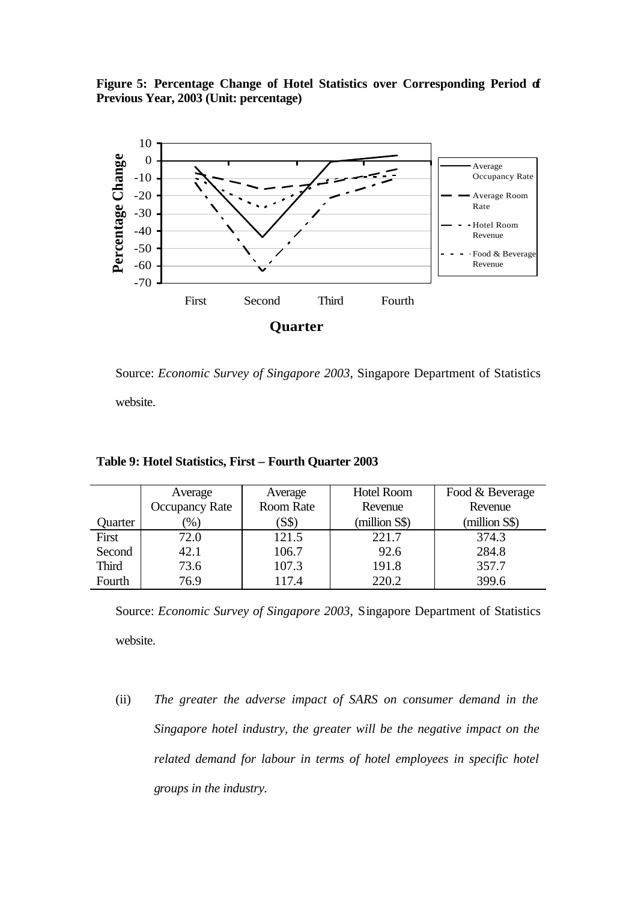**Figure 5: Percentage Change of Hotel Statistics over Corresponding Period of Previous Year, 2003 (Unit: percentage)**

Source: *Economic Survey of Singapore 2003*, Singapore Department of Statistics website.

**Table 9: Hotel Statistics, First – Fourth Quarter 2003**

| Quarter | Average Occupancy Rate (%) | Average Room Rate (S$) | Hotel Room Revenue (million S$) | Food & Beverage Revenue (million S$) |
|---|---|---|---|---|
| First | 72.0 | 121.5 | 221.7 | 374.3 |
| Second | 42.1 | 106.7 | 92.6 | 284.8 |
| Third | 73.6 | 107.3 | 191.8 | 357.7 |
| Fourth | 76.9 | 117.4 | 220.2 | 399.6 |

Source: *Economic Survey of Singapore 2003*, Singapore Department of Statistics website.

(ii) *The greater the adverse impact of SARS on consumer demand in the Singapore hotel industry, the greater will be the negative impact on the related demand for labour in terms of hotel employees in specific hotel groups in the industry.*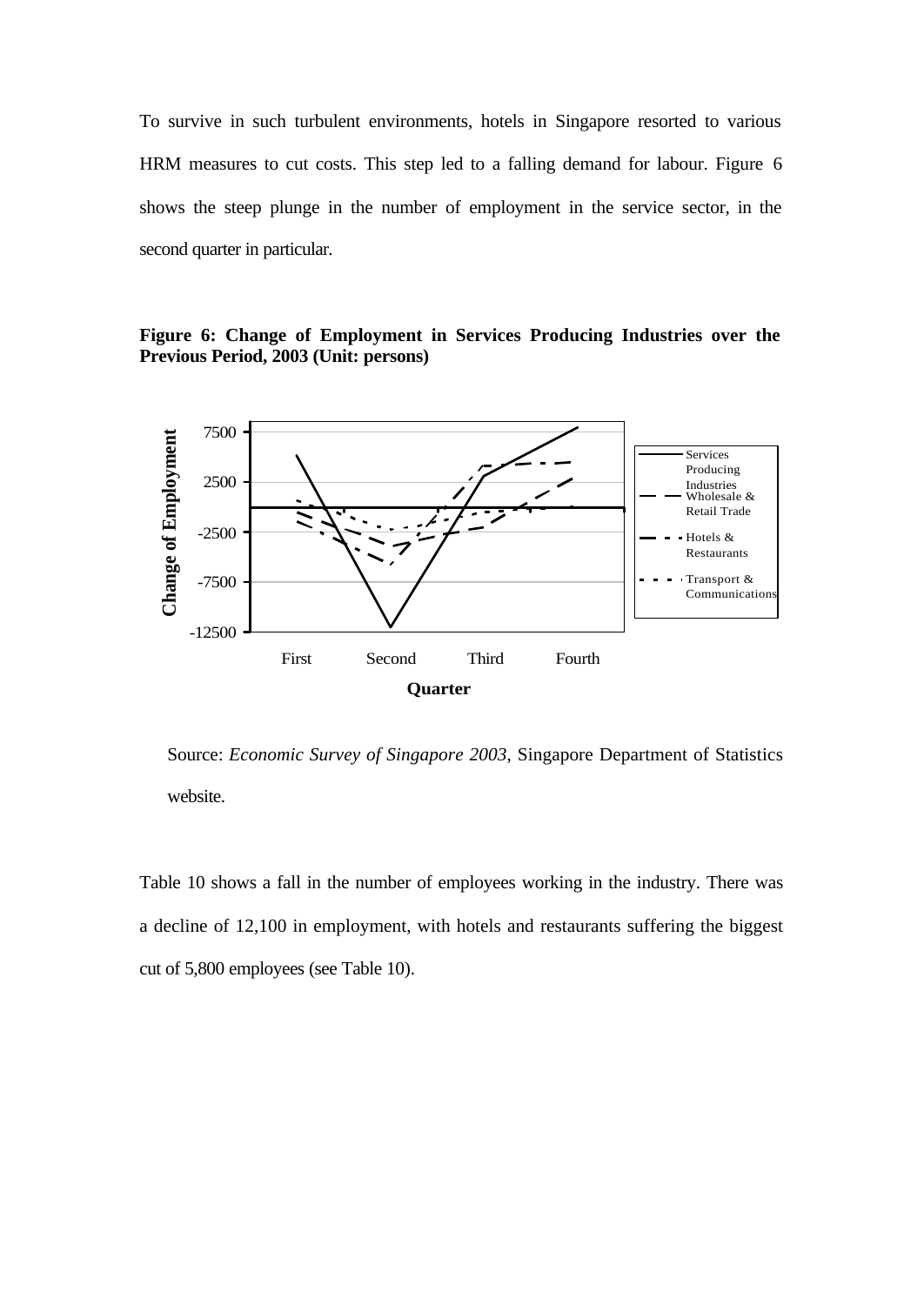To survive in such turbulent environments, hotels in Singapore resorted to various HRM measures to cut costs. This step led to a falling demand for labour. Figure 6 shows the steep plunge in the number of employment in the service sector, in the second quarter in particular.

**Figure 6: Change of Employment in Services Producing Industries over the Previous Period, 2003 (Unit: persons)**

Source: *Economic Survey of Singapore 2003*, Singapore Department of Statistics website.

Table 10 shows a fall in the number of employees working in the industry. There was a decline of 12,100 in employment, with hotels and restaurants suffering the biggest cut of 5,800 employees (see Table 10).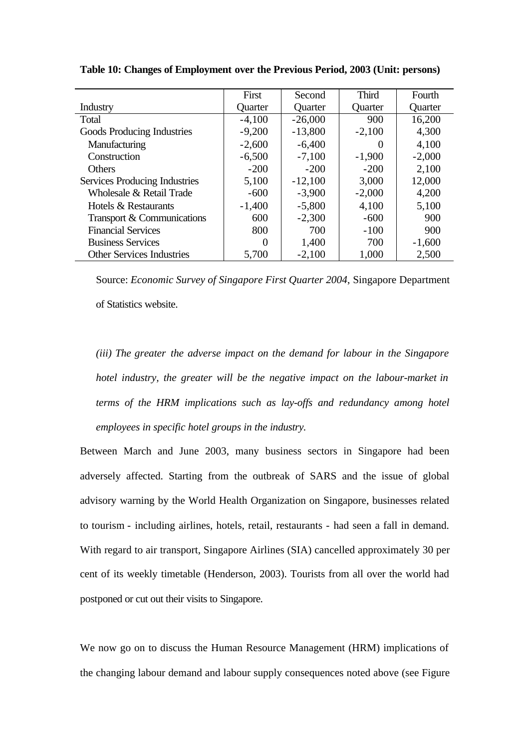**Table 10: Changes of Employment over the Previous Period, 2003 (Unit: persons)**

| Industry | First Quarter | Second Quarter | Third Quarter | Fourth Quarter |
|---|---|---|---|---|
| Total | -4,100 | -26,000 | 900 | 16,200 |
| Goods Producing Industries | -9,200 | -13,800 | -2,100 | 4,300 |
| Manufacturing | -2,600 | -6,400 | 0 | 4,100 |
| Construction | -6,500 | -7,100 | -1,900 | -2,000 |
| Others | -200 | -200 | -200 | 2,100 |
| Services Producing Industries | 5,100 | -12,100 | 3,000 | 12,000 |
| Wholesale & Retail Trade | -600 | -3,900 | -2,000 | 4,200 |
| Hotels & Restaurants | -1,400 | -5,800 | 4,100 | 5,100 |
| Transport & Communications | 600 | -2,300 | -600 | 900 |
| Financial Services | 800 | 700 | -100 | 900 |
| Business Services | 0 | 1,400 | 700 | -1,600 |
| Other Services Industries | 5,700 | -2,100 | 1,000 | 2,500 |

Source: *Economic Survey of Singapore First Quarter 2004*, Singapore Department of Statistics website.

*(iii) The greater the adverse impact on the demand for labour in the Singapore hotel industry, the greater will be the negative impact on the labour-market in terms of the HRM implications such as lay-offs and redundancy among hotel employees in specific hotel groups in the industry.*

Between March and June 2003, many business sectors in Singapore had been adversely affected. Starting from the outbreak of SARS and the issue of global advisory warning by the World Health Organization on Singapore, businesses related to tourism - including airlines, hotels, retail, restaurants - had seen a fall in demand. With regard to air transport, Singapore Airlines (SIA) cancelled approximately 30 per cent of its weekly timetable (Henderson, 2003). Tourists from all over the world had postponed or cut out their visits to Singapore.

We now go on to discuss the Human Resource Management (HRM) implications of the changing labour demand and labour supply consequences noted above (see Figure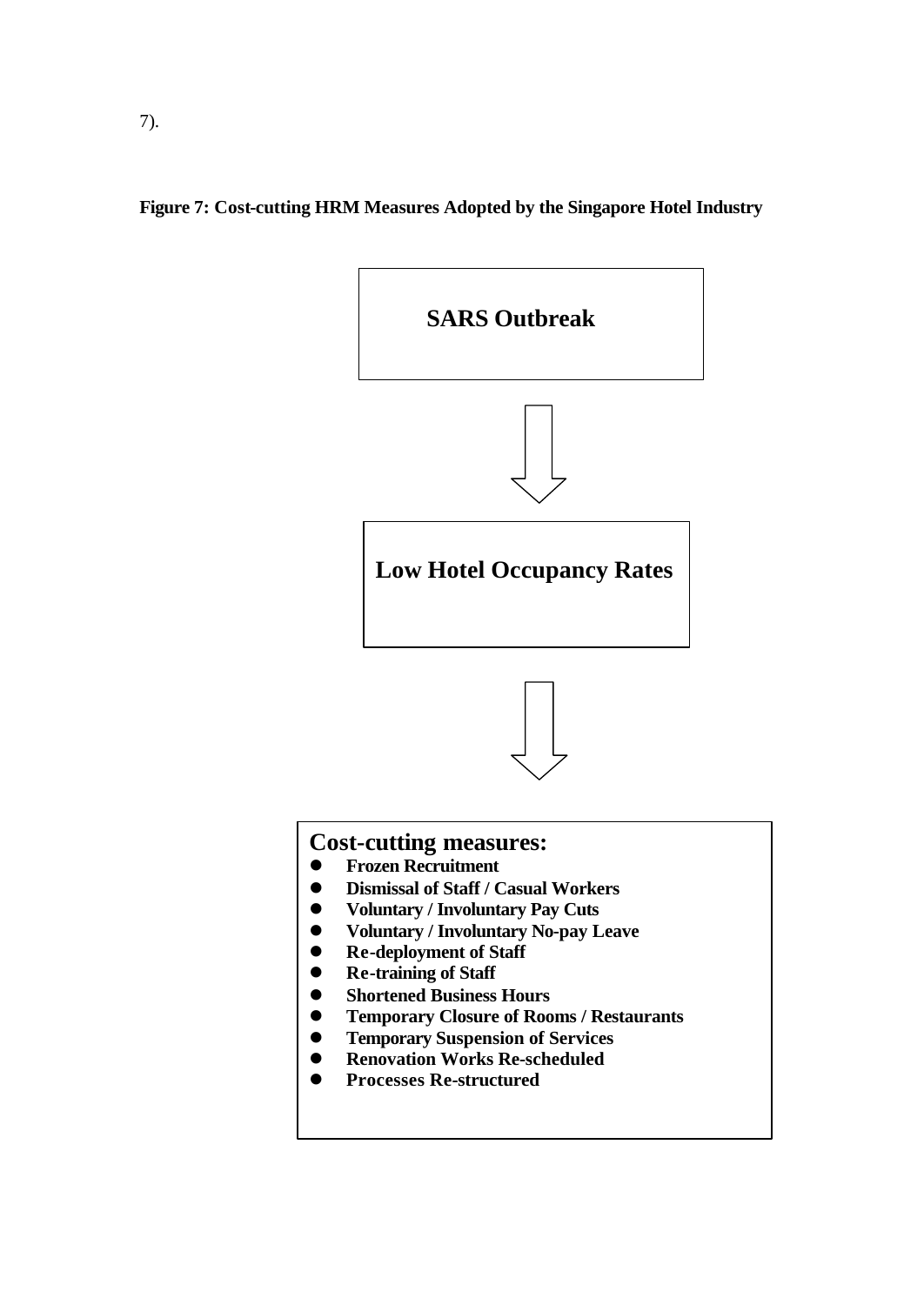7).

**Figure 7: Cost-cutting HRM Measures Adopted by the Singapore Hotel Industry**

**SARS Outbreak**

⇓

**Low Hotel Occupancy Rates**

⇓

**Cost-cutting measures:**

- **Frozen Recruitment**
- **Dismissal of Staff / Casual Workers**
- **Voluntary / Involuntary Pay Cuts**
- **Voluntary / Involuntary No-pay Leave**
- **Re-deployment of Staff**
- **Re-training of Staff**
- **Shortened Business Hours**
- **Temporary Closure of Rooms / Restaurants**
- **Temporary Suspension of Services**
- **Renovation Works Re-scheduled**
- **Processes Re-structured**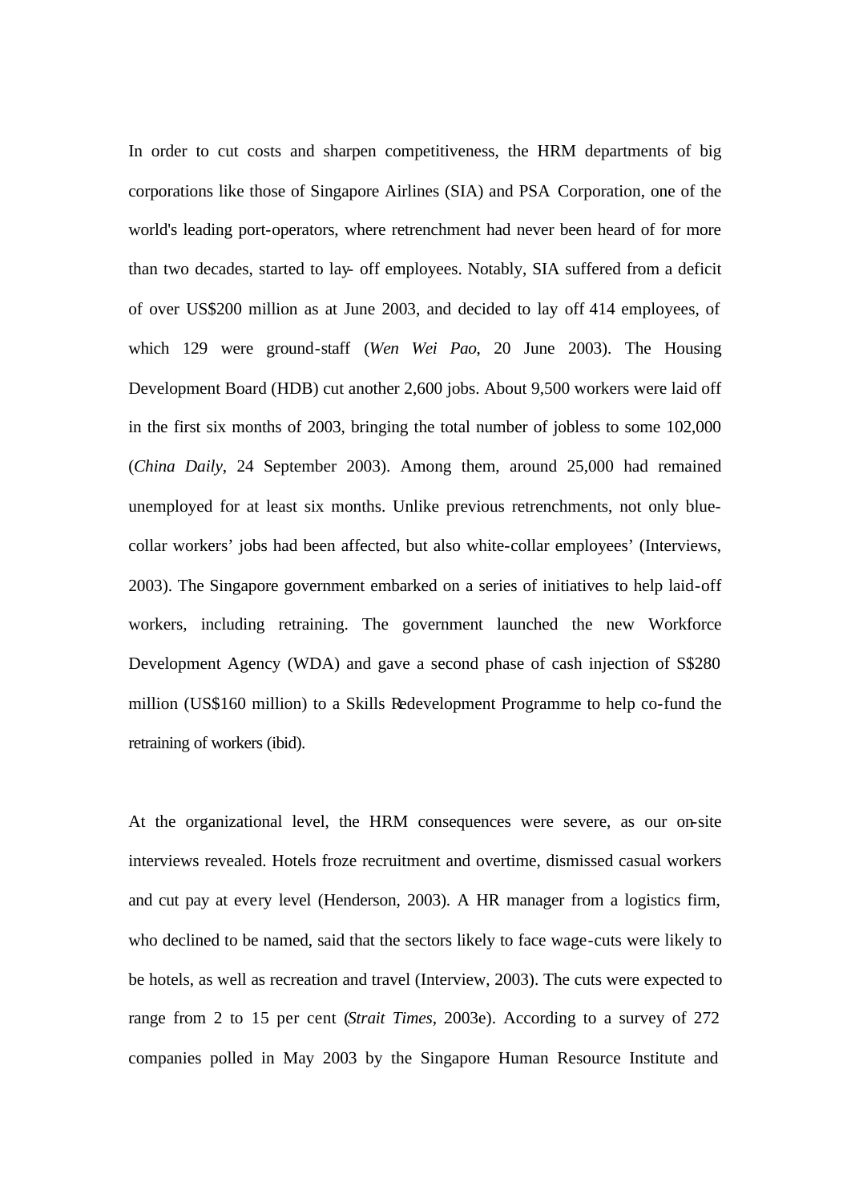In order to cut costs and sharpen competitiveness, the HRM departments of big corporations like those of Singapore Airlines (SIA) and PSA Corporation, one of the world's leading port-operators, where retrenchment had never been heard of for more than two decades, started to lay- off employees. Notably, SIA suffered from a deficit of over US$200 million as at June 2003, and decided to lay off 414 employees, of which 129 were ground-staff (*Wen Wei Pao*, 20 June 2003). The Housing Development Board (HDB) cut another 2,600 jobs. About 9,500 workers were laid off in the first six months of 2003, bringing the total number of jobless to some 102,000 (*China Daily*, 24 September 2003). Among them, around 25,000 had remained unemployed for at least six months. Unlike previous retrenchments, not only blue-collar workers' jobs had been affected, but also white-collar employees' (Interviews, 2003). The Singapore government embarked on a series of initiatives to help laid-off workers, including retraining. The government launched the new Workforce Development Agency (WDA) and gave a second phase of cash injection of S$280 million (US$160 million) to a Skills Redevelopment Programme to help co-fund the retraining of workers (ibid).

At the organizational level, the HRM consequences were severe, as our on-site interviews revealed. Hotels froze recruitment and overtime, dismissed casual workers and cut pay at every level (Henderson, 2003). A HR manager from a logistics firm, who declined to be named, said that the sectors likely to face wage-cuts were likely to be hotels, as well as recreation and travel (Interview, 2003). The cuts were expected to range from 2 to 15 per cent (*Strait Times*, 2003e). According to a survey of 272 companies polled in May 2003 by the Singapore Human Resource Institute and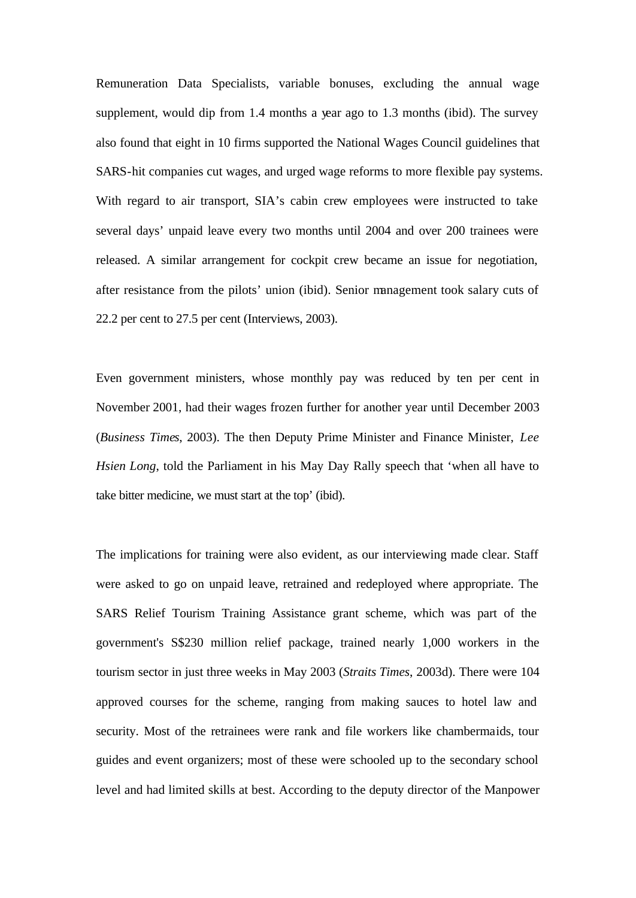Remuneration Data Specialists, variable bonuses, excluding the annual wage supplement, would dip from 1.4 months a year ago to 1.3 months (ibid). The survey also found that eight in 10 firms supported the National Wages Council guidelines that SARS-hit companies cut wages, and urged wage reforms to more flexible pay systems. With regard to air transport, SIA's cabin crew employees were instructed to take several days' unpaid leave every two months until 2004 and over 200 trainees were released. A similar arrangement for cockpit crew became an issue for negotiation, after resistance from the pilots' union (ibid). Senior management took salary cuts of 22.2 per cent to 27.5 per cent (Interviews, 2003).

Even government ministers, whose monthly pay was reduced by ten per cent in November 2001, had their wages frozen further for another year until December 2003 (*Business Times*, 2003). The then Deputy Prime Minister and Finance Minister, *Lee Hsien Long*, told the Parliament in his May Day Rally speech that 'when all have to take bitter medicine, we must start at the top' (ibid).

The implications for training were also evident, as our interviewing made clear. Staff were asked to go on unpaid leave, retrained and redeployed where appropriate. The SARS Relief Tourism Training Assistance grant scheme, which was part of the government's S$230 million relief package, trained nearly 1,000 workers in the tourism sector in just three weeks in May 2003 (*Straits Times*, 2003d). There were 104 approved courses for the scheme, ranging from making sauces to hotel law and security. Most of the retrainees were rank and file workers like chambermaids, tour guides and event organizers; most of these were schooled up to the secondary school level and had limited skills at best. According to the deputy director of the Manpower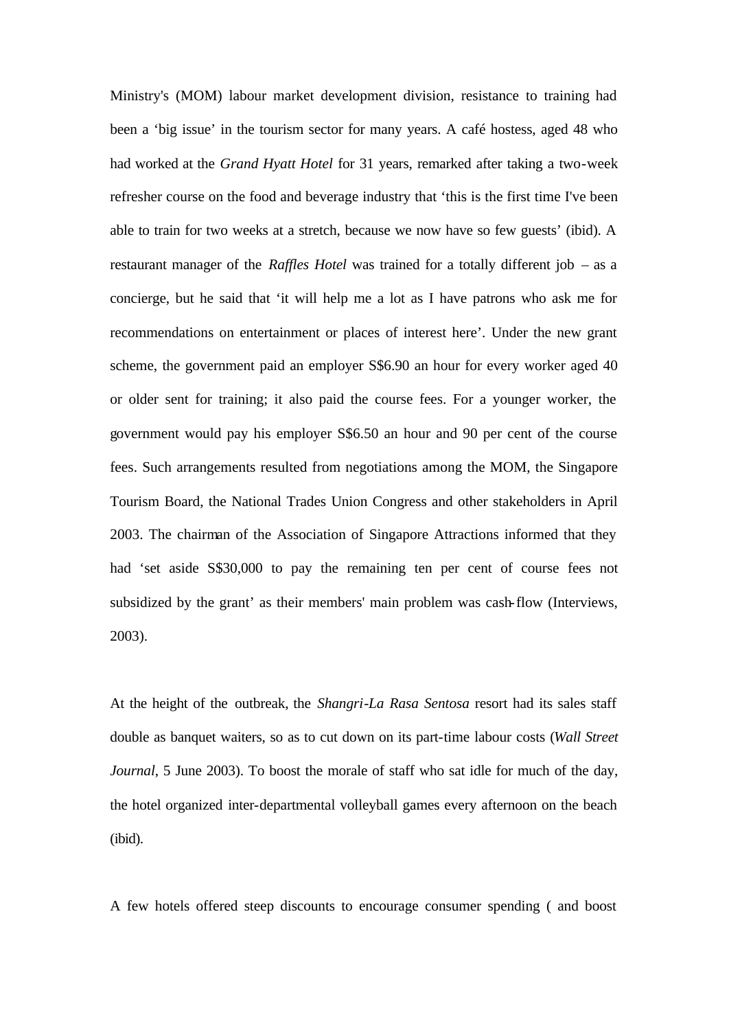Ministry's (MOM) labour market development division, resistance to training had been a 'big issue' in the tourism sector for many years. A café hostess, aged 48 who had worked at the *Grand Hyatt Hotel* for 31 years, remarked after taking a two-week refresher course on the food and beverage industry that 'this is the first time I've been able to train for two weeks at a stretch, because we now have so few guests' (ibid). A restaurant manager of the *Raffles Hotel* was trained for a totally different job – as a concierge, but he said that 'it will help me a lot as I have patrons who ask me for recommendations on entertainment or places of interest here'. Under the new grant scheme, the government paid an employer S$6.90 an hour for every worker aged 40 or older sent for training; it also paid the course fees. For a younger worker, the government would pay his employer S$6.50 an hour and 90 per cent of the course fees. Such arrangements resulted from negotiations among the MOM, the Singapore Tourism Board, the National Trades Union Congress and other stakeholders in April 2003. The chairman of the Association of Singapore Attractions informed that they had 'set aside S$30,000 to pay the remaining ten per cent of course fees not subsidized by the grant' as their members' main problem was cash-flow (Interviews, 2003).

At the height of the outbreak, the *Shangri-La Rasa Sentosa* resort had its sales staff double as banquet waiters, so as to cut down on its part-time labour costs (*Wall Street Journal*, 5 June 2003). To boost the morale of staff who sat idle for much of the day, the hotel organized inter-departmental volleyball games every afternoon on the beach (ibid).

A few hotels offered steep discounts to encourage consumer spending ( and boost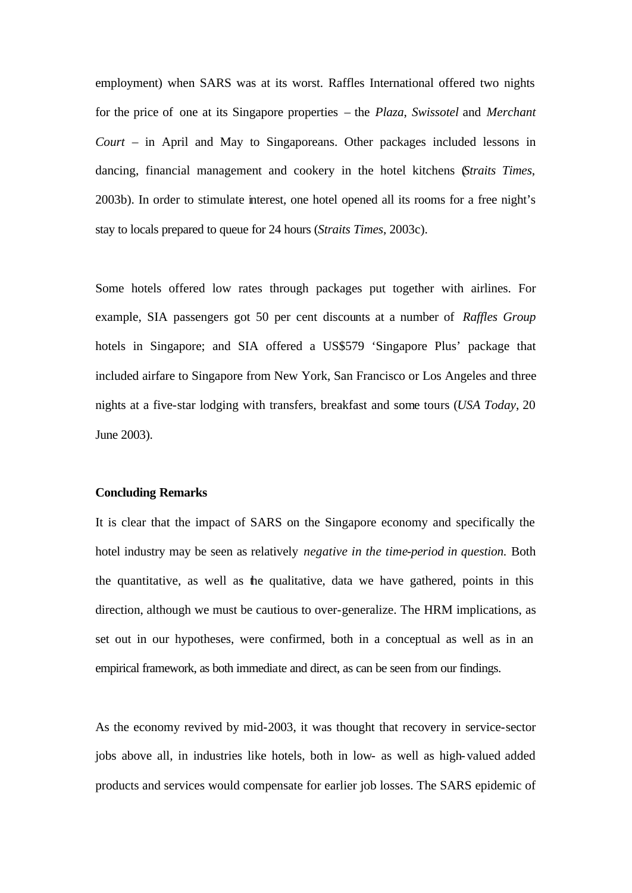employment) when SARS was at its worst. Raffles International offered two nights for the price of one at its Singapore properties – the *Plaza*, *Swissotel* and *Merchant Court* – in April and May to Singaporeans. Other packages included lessons in dancing, financial management and cookery in the hotel kitchens (*Straits Times*, 2003b). In order to stimulate interest, one hotel opened all its rooms for a free night's stay to locals prepared to queue for 24 hours (*Straits Times*, 2003c).

Some hotels offered low rates through packages put together with airlines. For example, SIA passengers got 50 per cent discounts at a number of *Raffles Group* hotels in Singapore; and SIA offered a US$579 'Singapore Plus' package that included airfare to Singapore from New York, San Francisco or Los Angeles and three nights at a five-star lodging with transfers, breakfast and some tours (*USA Today*, 20 June 2003).

**Concluding Remarks**

It is clear that the impact of SARS on the Singapore economy and specifically the hotel industry may be seen as relatively *negative in the time-period in question.* Both the quantitative, as well as the qualitative, data we have gathered, points in this direction, although we must be cautious to over-generalize. The HRM implications, as set out in our hypotheses, were confirmed, both in a conceptual as well as in an empirical framework, as both immediate and direct, as can be seen from our findings.

As the economy revived by mid-2003, it was thought that recovery in service-sector jobs above all, in industries like hotels, both in low- as well as high-valued added products and services would compensate for earlier job losses. The SARS epidemic of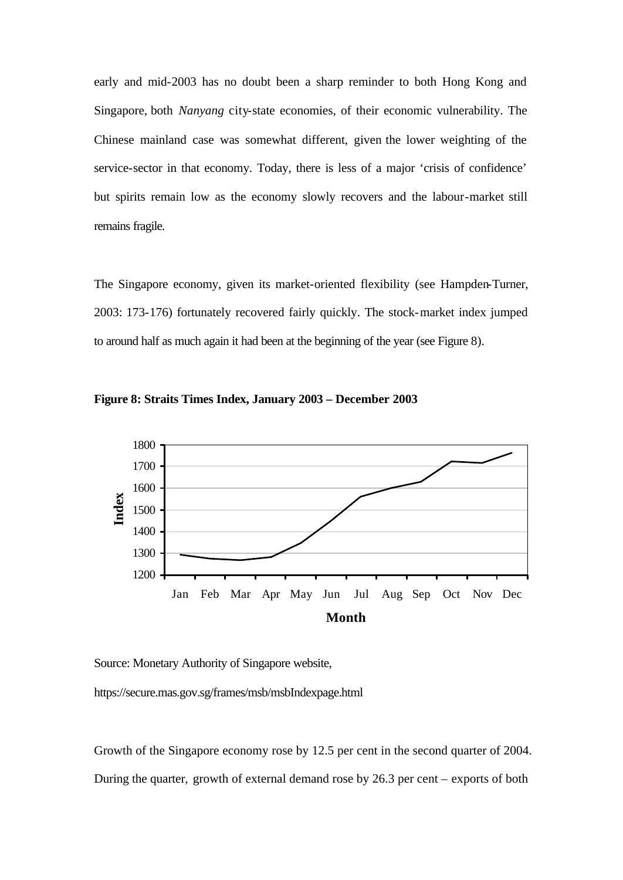early and mid-2003 has no doubt been a sharp reminder to both Hong Kong and Singapore, both *Nanyang* city-state economies, of their economic vulnerability. The Chinese mainland case was somewhat different, given the lower weighting of the service-sector in that economy. Today, there is less of a major 'crisis of confidence' but spirits remain low as the economy slowly recovers and the labour-market still remains fragile.

The Singapore economy, given its market-oriented flexibility (see Hampden-Turner, 2003: 173-176) fortunately recovered fairly quickly. The stock-market index jumped to around half as much again it had been at the beginning of the year (see Figure 8).

**Figure 8: Straits Times Index, January 2003 – December 2003**

Source: Monetary Authority of Singapore website,

https://secure.mas.gov.sg/frames/msb/msbIndexpage.html

Growth of the Singapore economy rose by 12.5 per cent in the second quarter of 2004. During the quarter, growth of external demand rose by 26.3 per cent – exports of both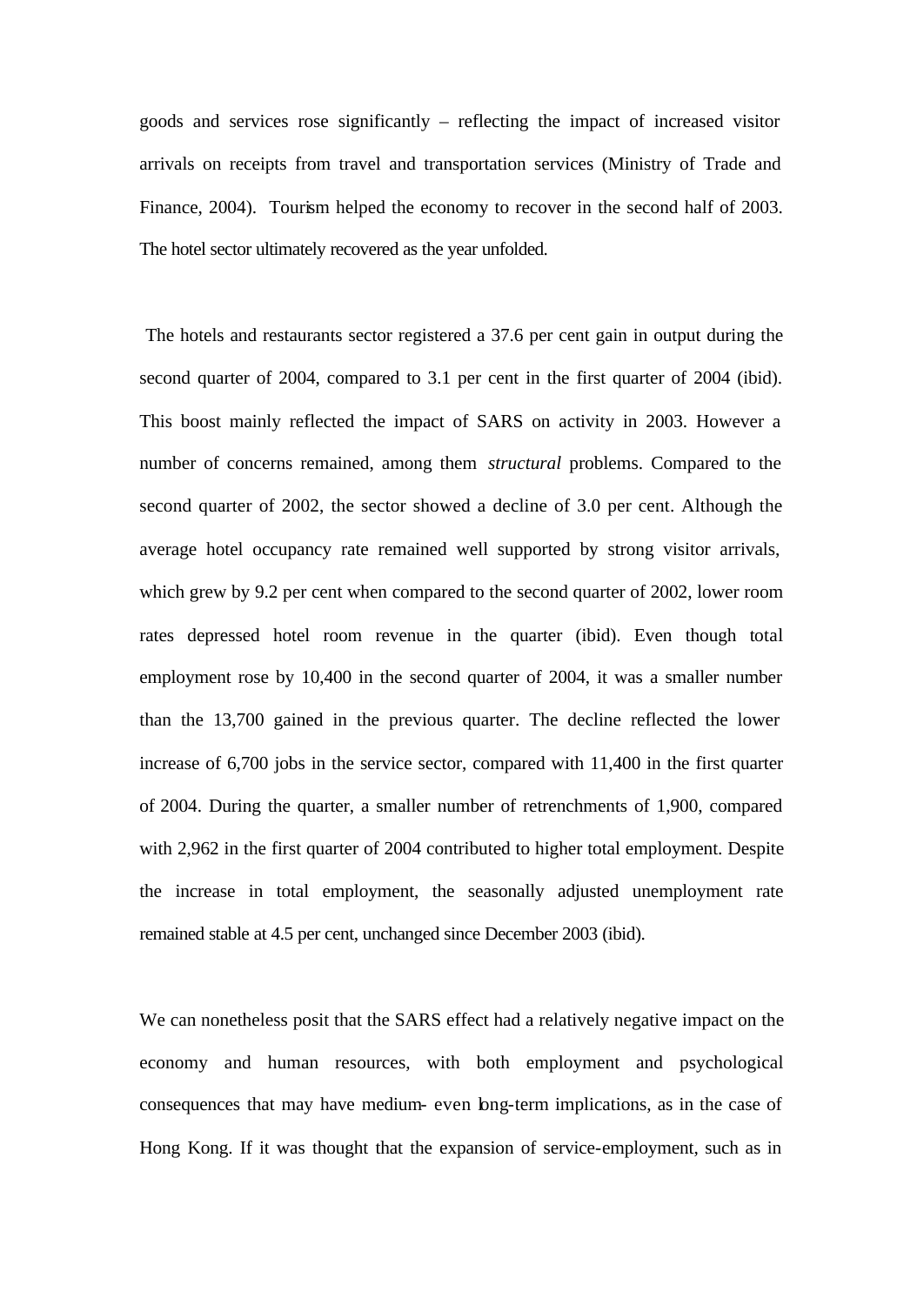goods and services rose significantly – reflecting the impact of increased visitor arrivals on receipts from travel and transportation services (Ministry of Trade and Finance, 2004). Tourism helped the economy to recover in the second half of 2003. The hotel sector ultimately recovered as the year unfolded.

The hotels and restaurants sector registered a 37.6 per cent gain in output during the second quarter of 2004, compared to 3.1 per cent in the first quarter of 2004 (ibid). This boost mainly reflected the impact of SARS on activity in 2003. However a number of concerns remained, among them *structural* problems. Compared to the second quarter of 2002, the sector showed a decline of 3.0 per cent. Although the average hotel occupancy rate remained well supported by strong visitor arrivals, which grew by 9.2 per cent when compared to the second quarter of 2002, lower room rates depressed hotel room revenue in the quarter (ibid). Even though total employment rose by 10,400 in the second quarter of 2004, it was a smaller number than the 13,700 gained in the previous quarter. The decline reflected the lower increase of 6,700 jobs in the service sector, compared with 11,400 in the first quarter of 2004. During the quarter, a smaller number of retrenchments of 1,900, compared with 2,962 in the first quarter of 2004 contributed to higher total employment. Despite the increase in total employment, the seasonally adjusted unemployment rate remained stable at 4.5 per cent, unchanged since December 2003 (ibid).

We can nonetheless posit that the SARS effect had a relatively negative impact on the economy and human resources, with both employment and psychological consequences that may have medium- even long-term implications, as in the case of Hong Kong. If it was thought that the expansion of service-employment, such as in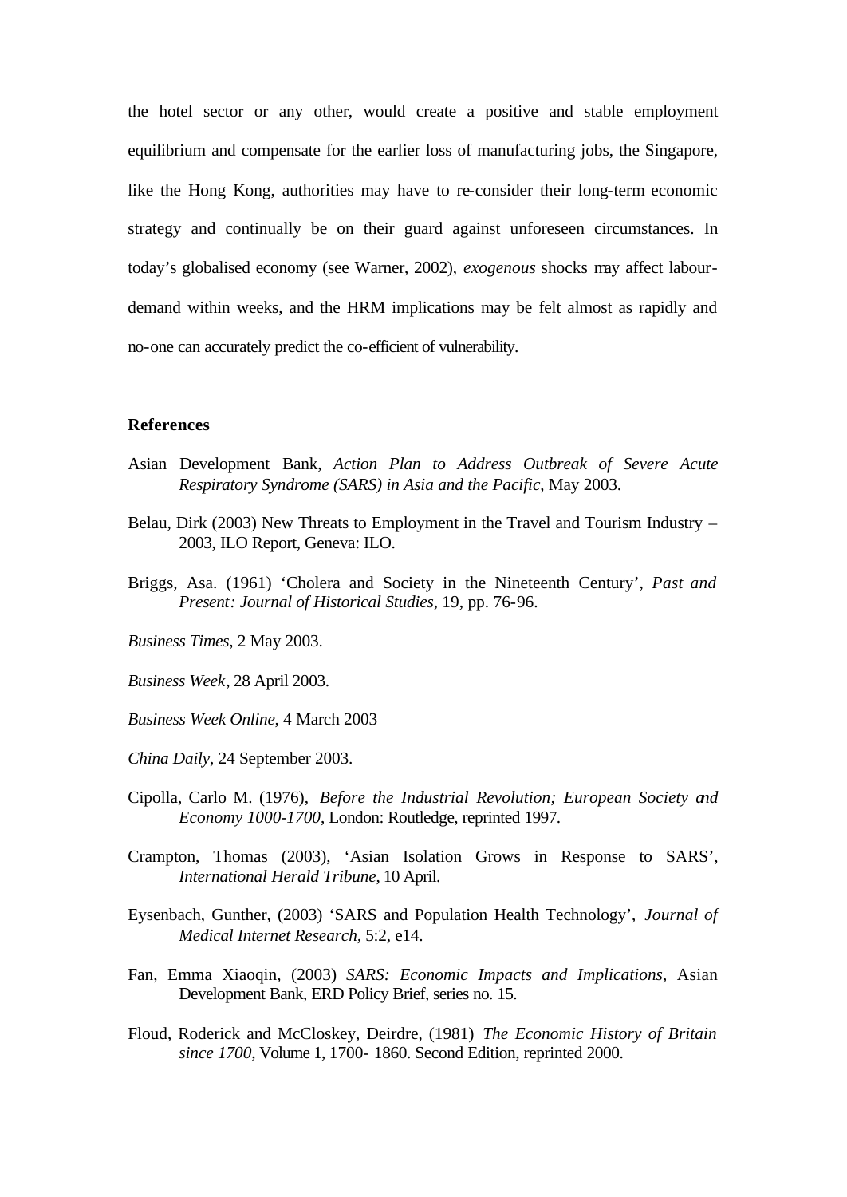the hotel sector or any other, would create a positive and stable employment equilibrium and compensate for the earlier loss of manufacturing jobs, the Singapore, like the Hong Kong, authorities may have to re-consider their long-term economic strategy and continually be on their guard against unforeseen circumstances. In today's globalised economy (see Warner, 2002), *exogenous* shocks may affect labour-demand within weeks, and the HRM implications may be felt almost as rapidly and no-one can accurately predict the co-efficient of vulnerability.

**References**

Asian Development Bank, *Action Plan to Address Outbreak of Severe Acute Respiratory Syndrome (SARS) in Asia and the Pacific*, May 2003.

Belau, Dirk (2003) New Threats to Employment in the Travel and Tourism Industry – 2003, ILO Report, Geneva: ILO.

Briggs, Asa. (1961) 'Cholera and Society in the Nineteenth Century', *Past and Present: Journal of Historical Studies*, 19, pp. 76-96.

*Business Times*, 2 May 2003.

*Business Week*, 28 April 2003.

*Business Week Online*, 4 March 2003

*China Daily*, 24 September 2003.

Cipolla, Carlo M. (1976), *Before the Industrial Revolution; European Society and Economy 1000-1700*, London: Routledge, reprinted 1997.

Crampton, Thomas (2003), 'Asian Isolation Grows in Response to SARS', *International Herald Tribune*, 10 April.

Eysenbach, Gunther, (2003) 'SARS and Population Health Technology', *Journal of Medical Internet Research*, 5:2, e14.

Fan, Emma Xiaoqin, (2003) *SARS: Economic Impacts and Implications*, Asian Development Bank, ERD Policy Brief, series no. 15.

Floud, Roderick and McCloskey, Deirdre, (1981) *The Economic History of Britain since 1700*, Volume 1, 1700- 1860. Second Edition, reprinted 2000.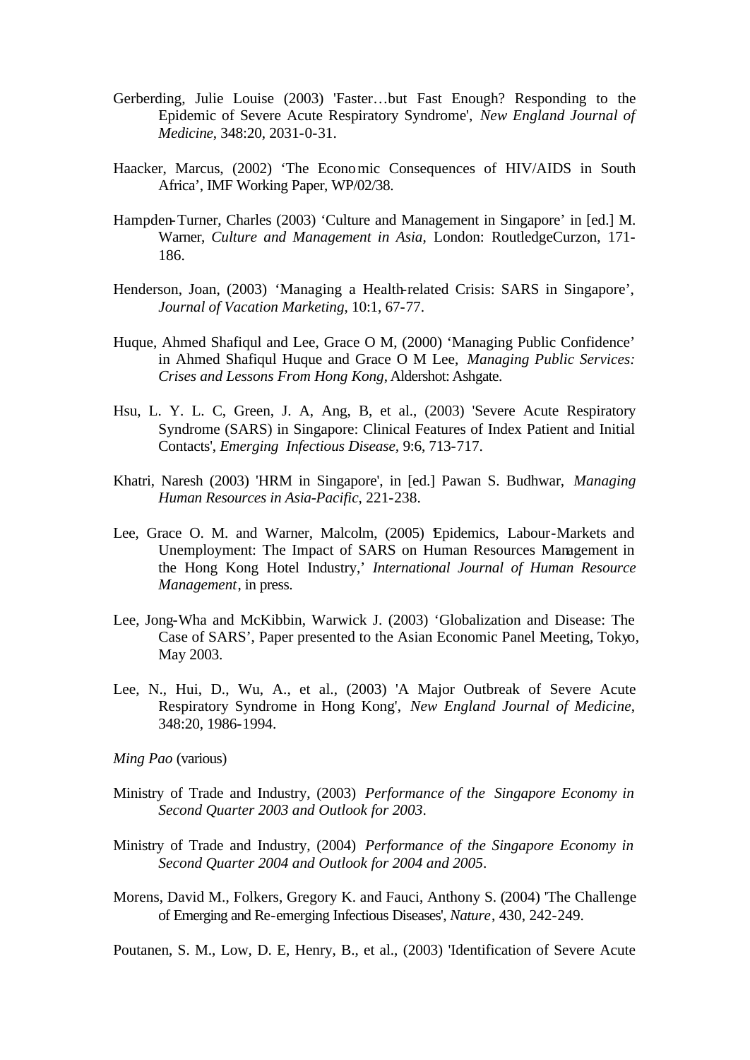Gerberding, Julie Louise (2003) 'Faster…but Fast Enough? Responding to the Epidemic of Severe Acute Respiratory Syndrome', *New England Journal of Medicine*, 348:20, 2031-0-31.

Haacker, Marcus, (2002) 'The Economic Consequences of HIV/AIDS in South Africa', IMF Working Paper, WP/02/38.

Hampden-Turner, Charles (2003) 'Culture and Management in Singapore' in [ed.] M. Warner, *Culture and Management in Asia*, London: RoutledgeCurzon, 171-186.

Henderson, Joan, (2003) 'Managing a Health-related Crisis: SARS in Singapore', *Journal of Vacation Marketing*, 10:1, 67-77.

Huque, Ahmed Shafiqul and Lee, Grace O M, (2000) 'Managing Public Confidence' in Ahmed Shafiqul Huque and Grace O M Lee, *Managing Public Services: Crises and Lessons From Hong Kong*, Aldershot: Ashgate.

Hsu, L. Y. L. C, Green, J. A, Ang, B, et al., (2003) 'Severe Acute Respiratory Syndrome (SARS) in Singapore: Clinical Features of Index Patient and Initial Contacts', *Emerging Infectious Disease*, 9:6, 713-717.

Khatri, Naresh (2003) 'HRM in Singapore', in [ed.] Pawan S. Budhwar, *Managing Human Resources in Asia-Pacific*, 221-238.

Lee, Grace O. M. and Warner, Malcolm, (2005) 'Epidemics, Labour-Markets and Unemployment: The Impact of SARS on Human Resources Management in the Hong Kong Hotel Industry,' *International Journal of Human Resource Management*, in press.

Lee, Jong-Wha and McKibbin, Warwick J. (2003) 'Globalization and Disease: The Case of SARS', Paper presented to the Asian Economic Panel Meeting, Tokyo, May 2003.

Lee, N., Hui, D., Wu, A., et al., (2003) 'A Major Outbreak of Severe Acute Respiratory Syndrome in Hong Kong', *New England Journal of Medicine*, 348:20, 1986-1994.

*Ming Pao* (various)

Ministry of Trade and Industry, (2003) *Performance of the Singapore Economy in Second Quarter 2003 and Outlook for 2003*.

Ministry of Trade and Industry, (2004) *Performance of the Singapore Economy in Second Quarter 2004 and Outlook for 2004 and 2005*.

Morens, David M., Folkers, Gregory K. and Fauci, Anthony S. (2004) 'The Challenge of Emerging and Re-emerging Infectious Diseases', *Nature*, 430, 242-249.

Poutanen, S. M., Low, D. E, Henry, B., et al., (2003) 'Identification of Severe Acute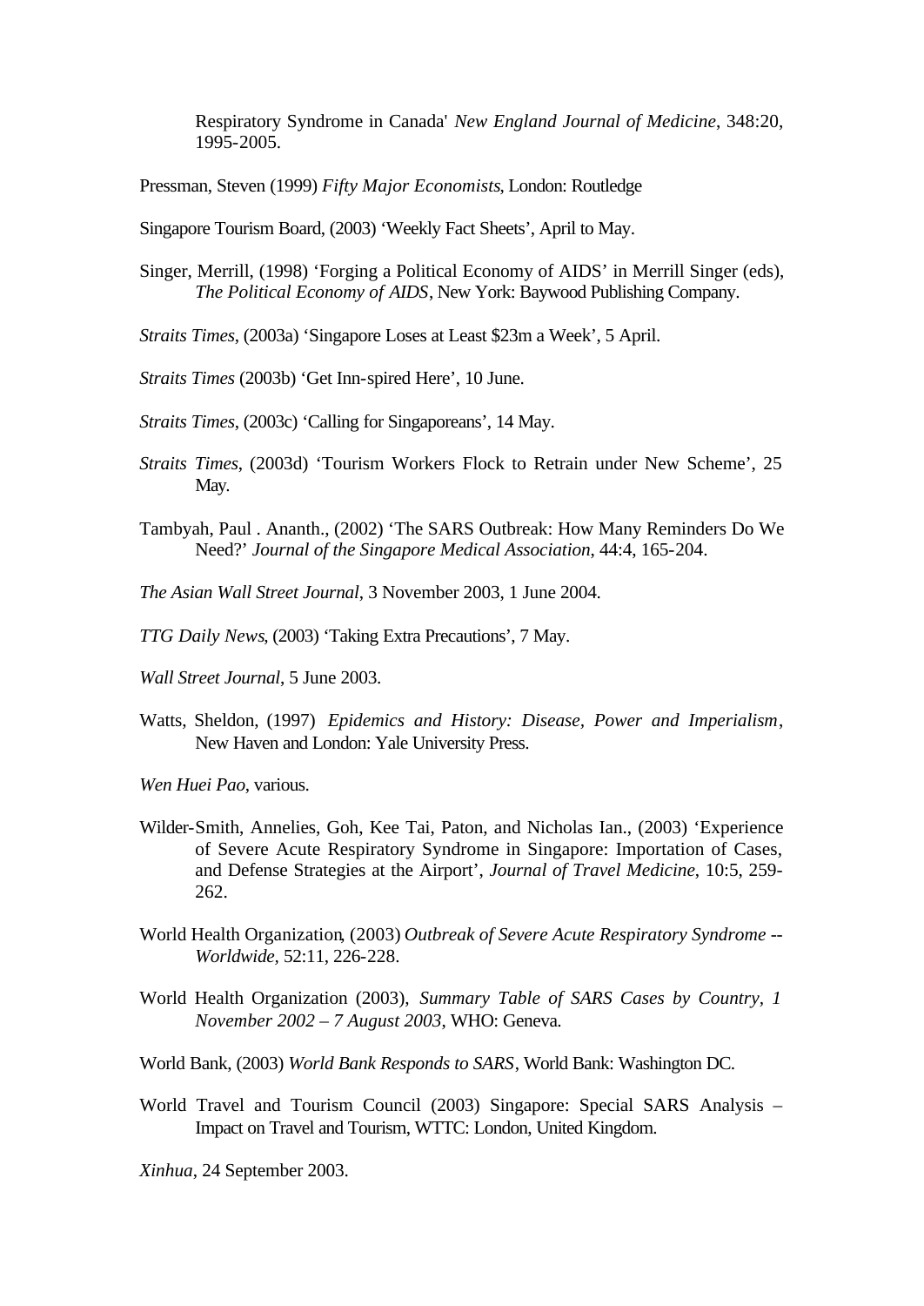Respiratory Syndrome in Canada' *New England Journal of Medicine*, 348:20, 1995-2005.

Pressman, Steven (1999) *Fifty Major Economists*, London: Routledge

Singapore Tourism Board, (2003) 'Weekly Fact Sheets', April to May.

Singer, Merrill, (1998) 'Forging a Political Economy of AIDS' in Merrill Singer (eds), *The Political Economy of AIDS*, New York: Baywood Publishing Company.

*Straits Times*, (2003a) 'Singapore Loses at Least $23m a Week', 5 April.

*Straits Times* (2003b) 'Get Inn-spired Here', 10 June.

*Straits Times*, (2003c) 'Calling for Singaporeans', 14 May.

*Straits Times*, (2003d) 'Tourism Workers Flock to Retrain under New Scheme', 25 May.

Tambyah, Paul . Ananth., (2002) 'The SARS Outbreak: How Many Reminders Do We Need?' *Journal of the Singapore Medical Association*, 44:4, 165-204.

*The Asian Wall Street Journal*, 3 November 2003, 1 June 2004.

*TTG Daily News*, (2003) 'Taking Extra Precautions', 7 May.

*Wall Street Journal*, 5 June 2003.

Watts, Sheldon, (1997) *Epidemics and History: Disease, Power and Imperialism*, New Haven and London: Yale University Press.

*Wen Huei Pao*, various.

Wilder-Smith, Annelies, Goh, Kee Tai, Paton, and Nicholas Ian., (2003) 'Experience of Severe Acute Respiratory Syndrome in Singapore: Importation of Cases, and Defense Strategies at the Airport', *Journal of Travel Medicine*, 10:5, 259-262.

World Health Organization, (2003) *Outbreak of Severe Acute Respiratory Syndrome -- Worldwide,* 52:11, 226-228.

World Health Organization (2003), *Summary Table of SARS Cases by Country, 1 November 2002 – 7 August 2003*, WHO: Geneva.

World Bank, (2003) *World Bank Responds to SARS*, World Bank: Washington DC.

World Travel and Tourism Council (2003) Singapore: Special SARS Analysis – Impact on Travel and Tourism, WTTC: London, United Kingdom.

*Xinhua*, 24 September 2003.